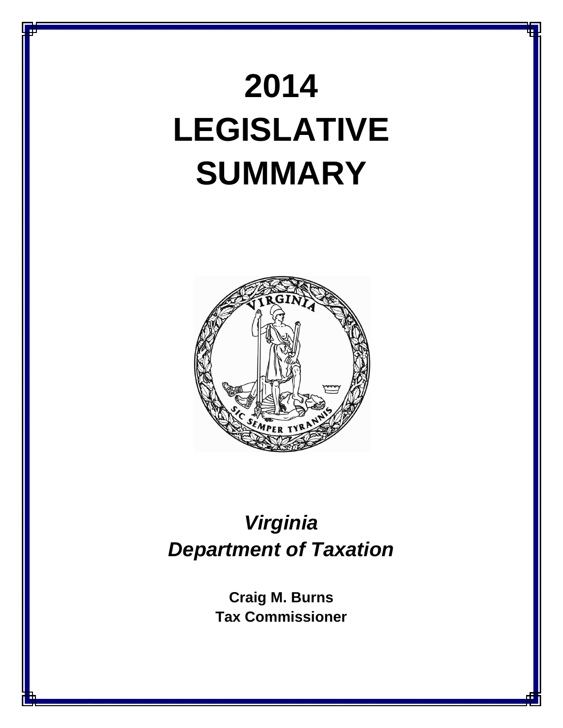# 2014 LEGISLATIVE SUMMARY

***Virginia Department of Taxation***

**Craig M. Burns**
**Tax Commissioner**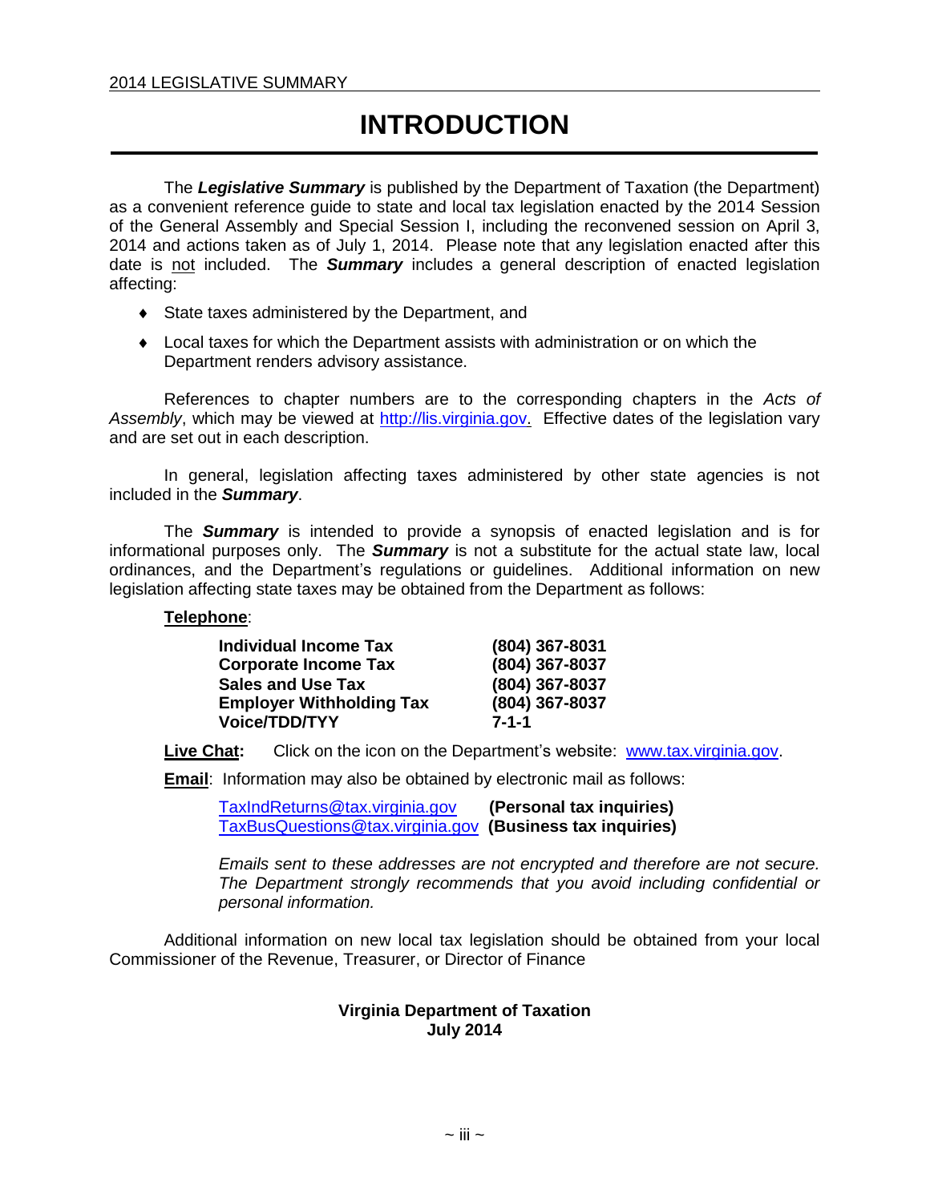# INTRODUCTION

The ***Legislative Summary*** is published by the Department of Taxation (the Department) as a convenient reference guide to state and local tax legislation enacted by the 2014 Session of the General Assembly and Special Session I, including the reconvened session on April 3, 2014 and actions taken as of July 1, 2014. Please note that any legislation enacted after this date is not included. The ***Summary*** includes a general description of enacted legislation affecting:

- State taxes administered by the Department, and
- Local taxes for which the Department assists with administration or on which the Department renders advisory assistance.

References to chapter numbers are to the corresponding chapters in the *Acts of Assembly*, which may be viewed at http://lis.virginia.gov. Effective dates of the legislation vary and are set out in each description.

In general, legislation affecting taxes administered by other state agencies is not included in the ***Summary***.

The ***Summary*** is intended to provide a synopsis of enacted legislation and is for informational purposes only. The ***Summary*** is not a substitute for the actual state law, local ordinances, and the Department's regulations or guidelines. Additional information on new legislation affecting state taxes may be obtained from the Department as follows:

**Telephone**:

| | |
|---|---|
| **Individual Income Tax** | **(804) 367-8031** |
| **Corporate Income Tax** | **(804) 367-8037** |
| **Sales and Use Tax** | **(804) 367-8037** |
| **Employer Withholding Tax** | **(804) 367-8037** |
| **Voice/TDD/TYY** | **7-1-1** |

**Live Chat:** Click on the icon on the Department's website: www.tax.virginia.gov.

**Email**: Information may also be obtained by electronic mail as follows:

TaxIndReturns@tax.virginia.gov **(Personal tax inquiries)**
TaxBusQuestions@tax.virginia.gov **(Business tax inquiries)**

*Emails sent to these addresses are not encrypted and therefore are not secure. The Department strongly recommends that you avoid including confidential or personal information.*

Additional information on new local tax legislation should be obtained from your local Commissioner of the Revenue, Treasurer, or Director of Finance

**Virginia Department of Taxation**
**July 2014**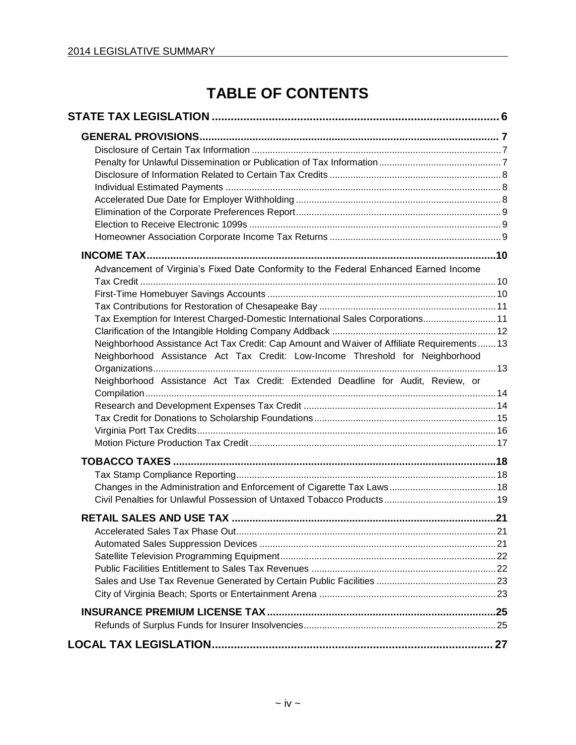# TABLE OF CONTENTS

**STATE TAX LEGISLATION** ... 6

**GENERAL PROVISIONS** ... 7

- Disclosure of Certain Tax Information ... 7
- Penalty for Unlawful Dissemination or Publication of Tax Information ... 7
- Disclosure of Information Related to Certain Tax Credits ... 8
- Individual Estimated Payments ... 8
- Accelerated Due Date for Employer Withholding ... 8
- Elimination of the Corporate Preferences Report ... 9
- Election to Receive Electronic 1099s ... 9
- Homeowner Association Corporate Income Tax Returns ... 9

**INCOME TAX** ... 10

- Advancement of Virginia's Fixed Date Conformity to the Federal Enhanced Earned Income Tax Credit ... 10
- First-Time Homebuyer Savings Accounts ... 10
- Tax Contributions for Restoration of Chesapeake Bay ... 11
- Tax Exemption for Interest Charged-Domestic International Sales Corporations ... 11
- Clarification of the Intangible Holding Company Addback ... 12
- Neighborhood Assistance Act Tax Credit: Cap Amount and Waiver of Affiliate Requirements ... 13
- Neighborhood Assistance Act Tax Credit: Low-Income Threshold for Neighborhood Organizations ... 13
- Neighborhood Assistance Act Tax Credit: Extended Deadline for Audit, Review, or Compilation ... 14
- Research and Development Expenses Tax Credit ... 14
- Tax Credit for Donations to Scholarship Foundations ... 15
- Virginia Port Tax Credits ... 16
- Motion Picture Production Tax Credit ... 17

**TOBACCO TAXES** ... 18

- Tax Stamp Compliance Reporting ... 18
- Changes in the Administration and Enforcement of Cigarette Tax Laws ... 18
- Civil Penalties for Unlawful Possession of Untaxed Tobacco Products ... 19

**RETAIL SALES AND USE TAX** ... 21

- Accelerated Sales Tax Phase Out ... 21
- Automated Sales Suppression Devices ... 21
- Satellite Television Programming Equipment ... 22
- Public Facilities Entitlement to Sales Tax Revenues ... 22
- Sales and Use Tax Revenue Generated by Certain Public Facilities ... 23
- City of Virginia Beach; Sports or Entertainment Arena ... 23

**INSURANCE PREMIUM LICENSE TAX** ... 25

- Refunds of Surplus Funds for Insurer Insolvencies ... 25

**LOCAL TAX LEGISLATION** ... 27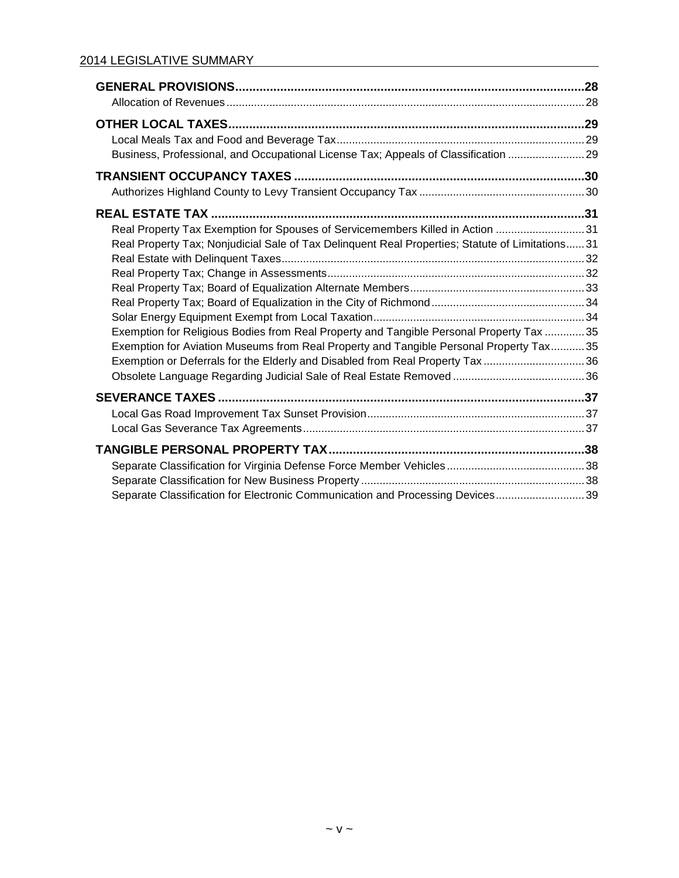**GENERAL PROVISIONS** ..... 28

- Allocation of Revenues ..... 28

**OTHER LOCAL TAXES** ..... 29

- Local Meals Tax and Food and Beverage Tax ..... 29
- Business, Professional, and Occupational License Tax; Appeals of Classification ..... 29

**TRANSIENT OCCUPANCY TAXES** ..... 30

- Authorizes Highland County to Levy Transient Occupancy Tax ..... 30

**REAL ESTATE TAX** ..... 31

- Real Property Tax Exemption for Spouses of Servicemembers Killed in Action ..... 31
- Real Property Tax; Nonjudicial Sale of Tax Delinquent Real Properties; Statute of Limitations ..... 31
- Real Estate with Delinquent Taxes ..... 32
- Real Property Tax; Change in Assessments ..... 32
- Real Property Tax; Board of Equalization Alternate Members ..... 33
- Real Property Tax; Board of Equalization in the City of Richmond ..... 34
- Solar Energy Equipment Exempt from Local Taxation ..... 34
- Exemption for Religious Bodies from Real Property and Tangible Personal Property Tax ..... 35
- Exemption for Aviation Museums from Real Property and Tangible Personal Property Tax ..... 35
- Exemption or Deferrals for the Elderly and Disabled from Real Property Tax ..... 36
- Obsolete Language Regarding Judicial Sale of Real Estate Removed ..... 36

**SEVERANCE TAXES** ..... 37

- Local Gas Road Improvement Tax Sunset Provision ..... 37
- Local Gas Severance Tax Agreements ..... 37

**TANGIBLE PERSONAL PROPERTY TAX** ..... 38

- Separate Classification for Virginia Defense Force Member Vehicles ..... 38
- Separate Classification for New Business Property ..... 38
- Separate Classification for Electronic Communication and Processing Devices ..... 39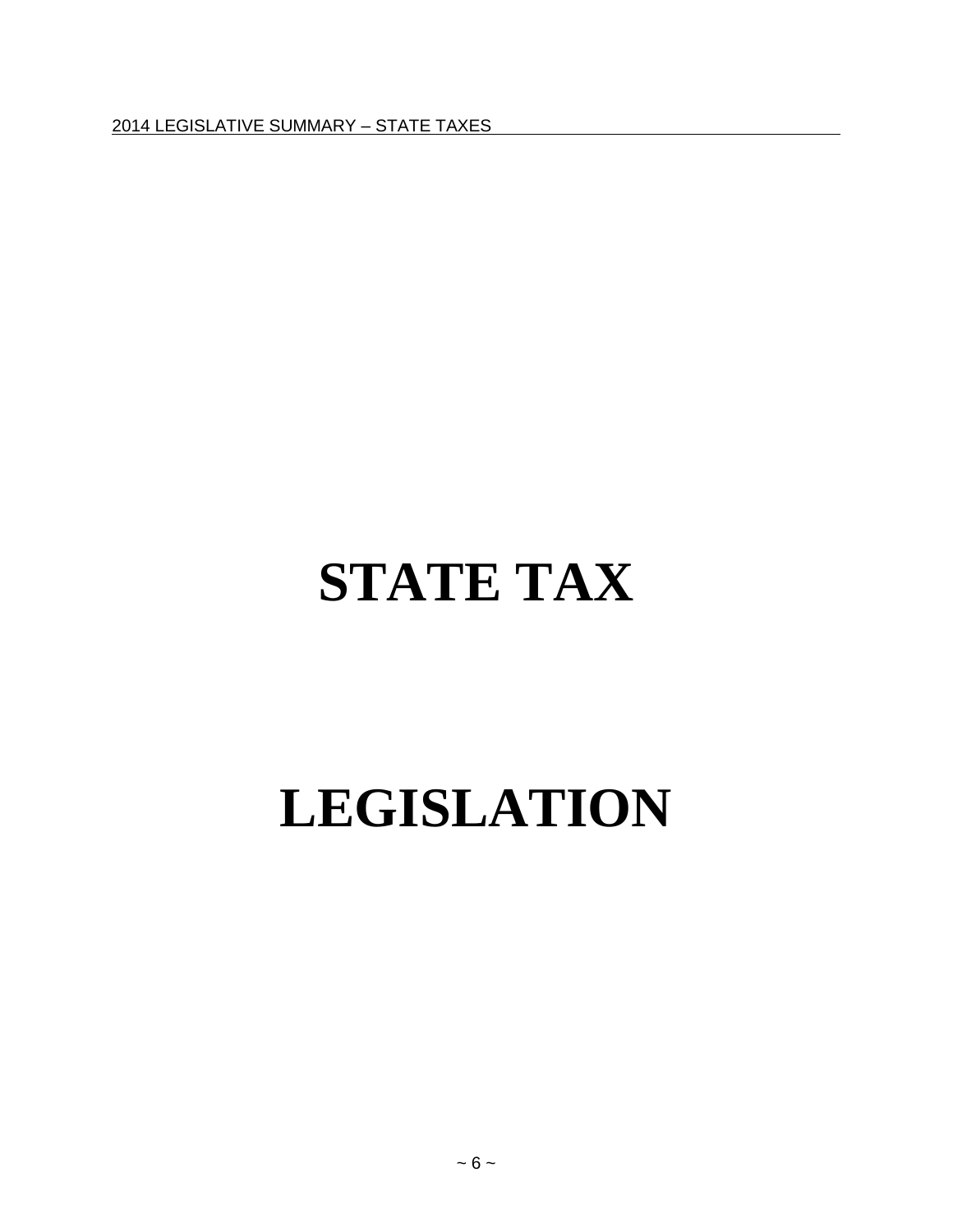# STATE TAX

# LEGISLATION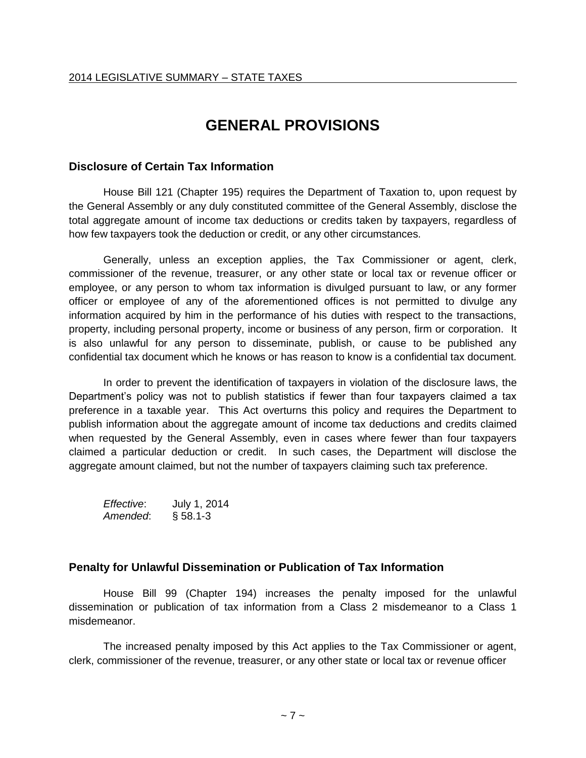# GENERAL PROVISIONS

### Disclosure of Certain Tax Information

House Bill 121 (Chapter 195) requires the Department of Taxation to, upon request by the General Assembly or any duly constituted committee of the General Assembly, disclose the total aggregate amount of income tax deductions or credits taken by taxpayers, regardless of how few taxpayers took the deduction or credit, or any other circumstances.

Generally, unless an exception applies, the Tax Commissioner or agent, clerk, commissioner of the revenue, treasurer, or any other state or local tax or revenue officer or employee, or any person to whom tax information is divulged pursuant to law, or any former officer or employee of any of the aforementioned offices is not permitted to divulge any information acquired by him in the performance of his duties with respect to the transactions, property, including personal property, income or business of any person, firm or corporation. It is also unlawful for any person to disseminate, publish, or cause to be published any confidential tax document which he knows or has reason to know is a confidential tax document.

In order to prevent the identification of taxpayers in violation of the disclosure laws, the Department's policy was not to publish statistics if fewer than four taxpayers claimed a tax preference in a taxable year. This Act overturns this policy and requires the Department to publish information about the aggregate amount of income tax deductions and credits claimed when requested by the General Assembly, even in cases where fewer than four taxpayers claimed a particular deduction or credit. In such cases, the Department will disclose the aggregate amount claimed, but not the number of taxpayers claiming such tax preference.

*Effective*: July 1, 2014
*Amended*: § 58.1-3

### Penalty for Unlawful Dissemination or Publication of Tax Information

House Bill 99 (Chapter 194) increases the penalty imposed for the unlawful dissemination or publication of tax information from a Class 2 misdemeanor to a Class 1 misdemeanor.

The increased penalty imposed by this Act applies to the Tax Commissioner or agent, clerk, commissioner of the revenue, treasurer, or any other state or local tax or revenue officer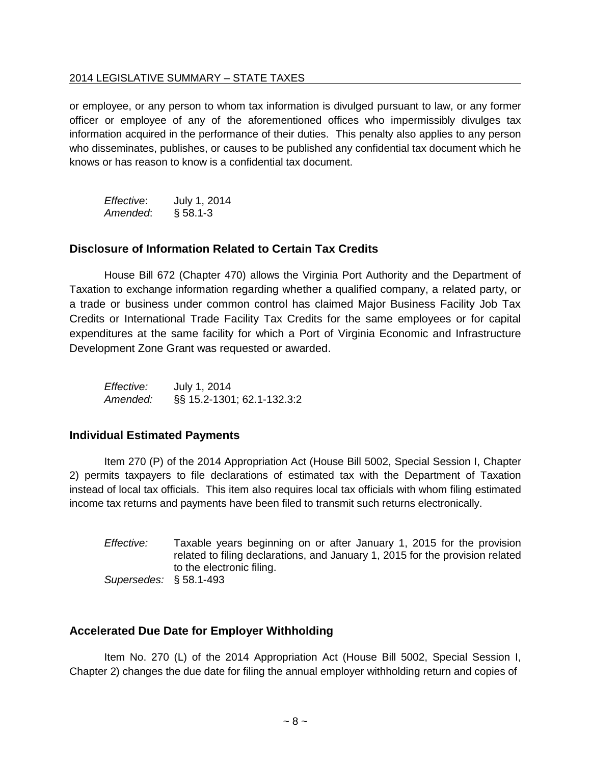or employee, or any person to whom tax information is divulged pursuant to law, or any former officer or employee of any of the aforementioned offices who impermissibly divulges tax information acquired in the performance of their duties. This penalty also applies to any person who disseminates, publishes, or causes to be published any confidential tax document which he knows or has reason to know is a confidential tax document.

*Effective*: July 1, 2014
*Amended*: § 58.1-3

### Disclosure of Information Related to Certain Tax Credits

House Bill 672 (Chapter 470) allows the Virginia Port Authority and the Department of Taxation to exchange information regarding whether a qualified company, a related party, or a trade or business under common control has claimed Major Business Facility Job Tax Credits or International Trade Facility Tax Credits for the same employees or for capital expenditures at the same facility for which a Port of Virginia Economic and Infrastructure Development Zone Grant was requested or awarded.

*Effective:* July 1, 2014
*Amended:* §§ 15.2-1301; 62.1-132.3:2

### Individual Estimated Payments

Item 270 (P) of the 2014 Appropriation Act (House Bill 5002, Special Session I, Chapter 2) permits taxpayers to file declarations of estimated tax with the Department of Taxation instead of local tax officials. This item also requires local tax officials with whom filing estimated income tax returns and payments have been filed to transmit such returns electronically.

*Effective:* Taxable years beginning on or after January 1, 2015 for the provision related to filing declarations, and January 1, 2015 for the provision related to the electronic filing.
*Supersedes:* § 58.1-493

### Accelerated Due Date for Employer Withholding

Item No. 270 (L) of the 2014 Appropriation Act (House Bill 5002, Special Session I, Chapter 2) changes the due date for filing the annual employer withholding return and copies of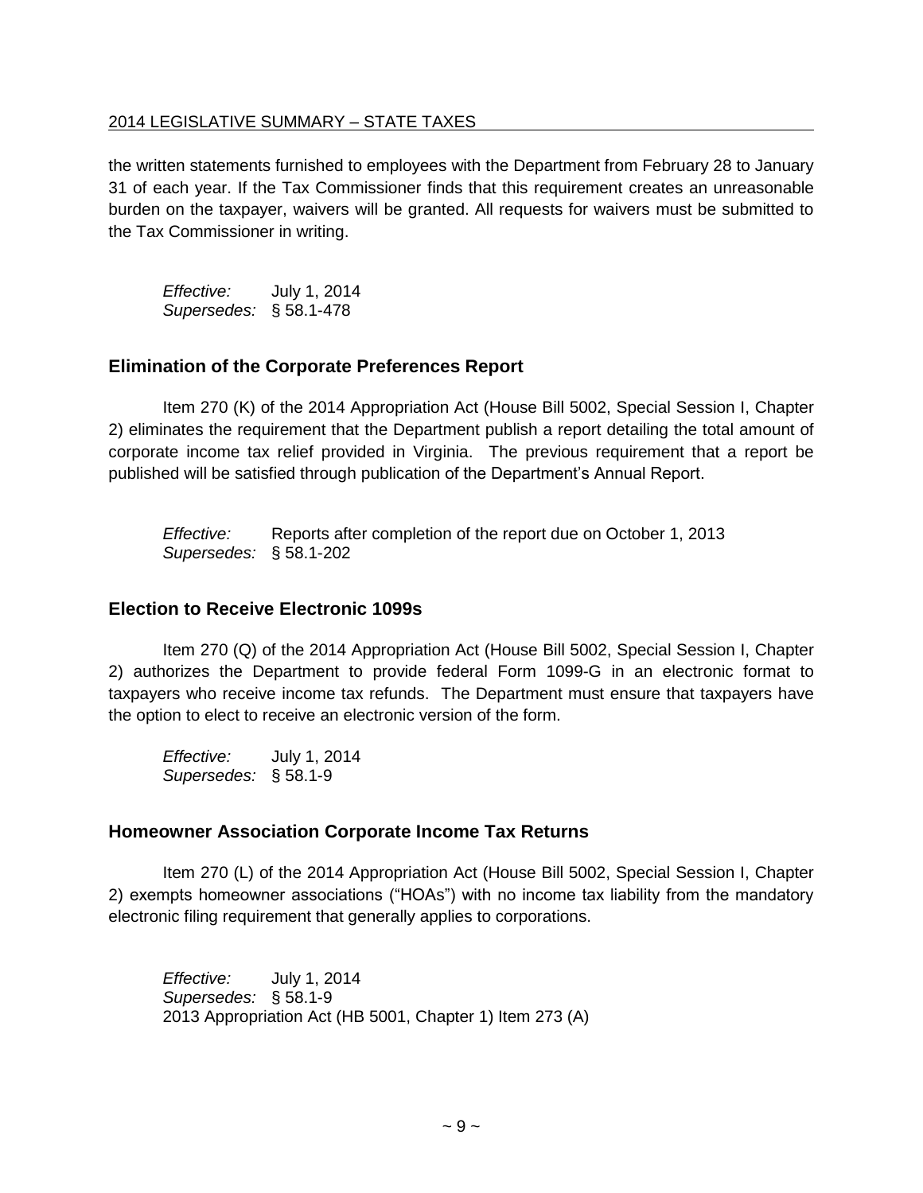the written statements furnished to employees with the Department from February 28 to January 31 of each year. If the Tax Commissioner finds that this requirement creates an unreasonable burden on the taxpayer, waivers will be granted. All requests for waivers must be submitted to the Tax Commissioner in writing.

*Effective:* July 1, 2014
*Supersedes:* § 58.1-478

## Elimination of the Corporate Preferences Report

Item 270 (K) of the 2014 Appropriation Act (House Bill 5002, Special Session I, Chapter 2) eliminates the requirement that the Department publish a report detailing the total amount of corporate income tax relief provided in Virginia. The previous requirement that a report be published will be satisfied through publication of the Department's Annual Report.

*Effective:* Reports after completion of the report due on October 1, 2013
*Supersedes:* § 58.1-202

## Election to Receive Electronic 1099s

Item 270 (Q) of the 2014 Appropriation Act (House Bill 5002, Special Session I, Chapter 2) authorizes the Department to provide federal Form 1099-G in an electronic format to taxpayers who receive income tax refunds. The Department must ensure that taxpayers have the option to elect to receive an electronic version of the form.

*Effective:* July 1, 2014
*Supersedes:* § 58.1-9

## Homeowner Association Corporate Income Tax Returns

Item 270 (L) of the 2014 Appropriation Act (House Bill 5002, Special Session I, Chapter 2) exempts homeowner associations ("HOAs") with no income tax liability from the mandatory electronic filing requirement that generally applies to corporations.

*Effective:* July 1, 2014
*Supersedes:* § 58.1-9
2013 Appropriation Act (HB 5001, Chapter 1) Item 273 (A)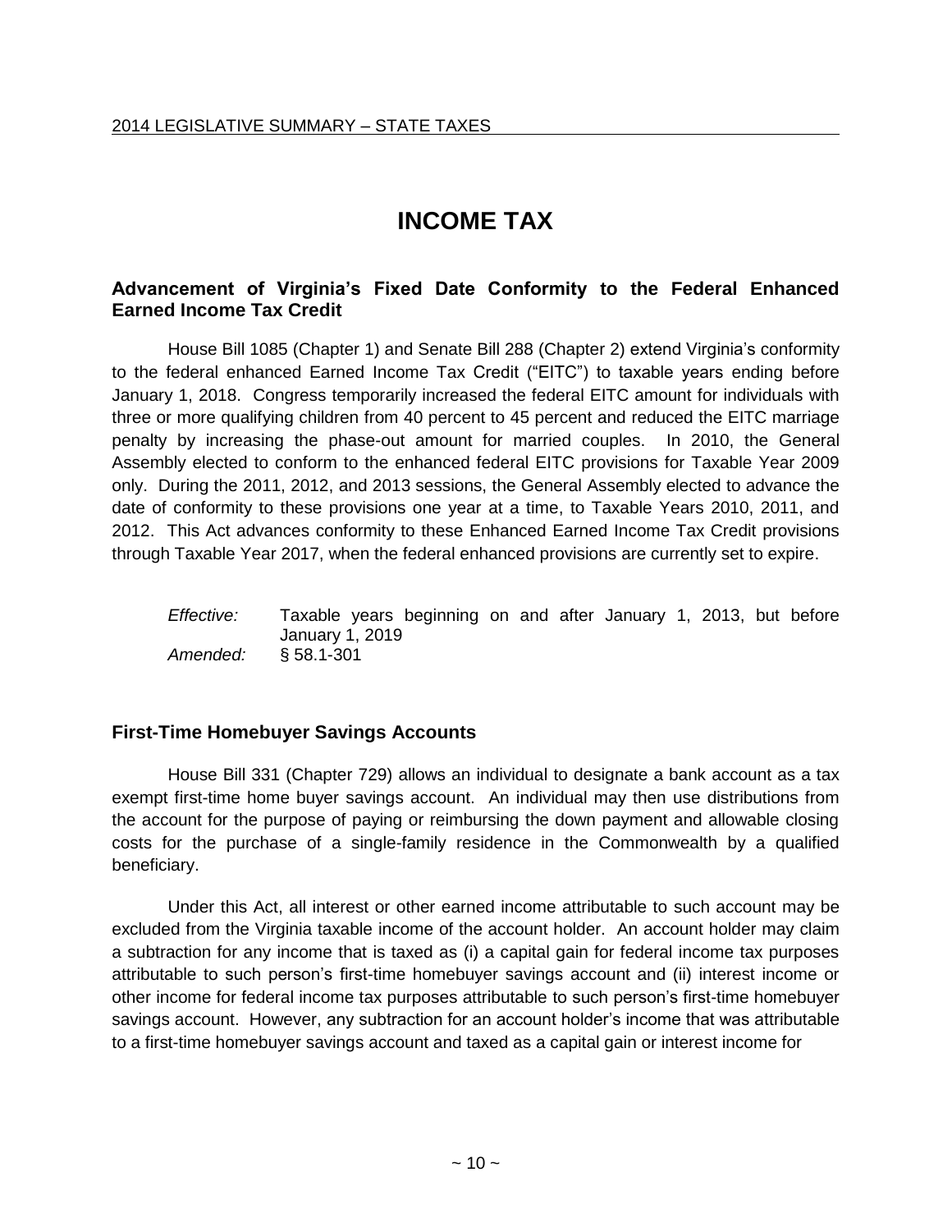# INCOME TAX

### Advancement of Virginia's Fixed Date Conformity to the Federal Enhanced Earned Income Tax Credit

House Bill 1085 (Chapter 1) and Senate Bill 288 (Chapter 2) extend Virginia's conformity to the federal enhanced Earned Income Tax Credit ("EITC") to taxable years ending before January 1, 2018. Congress temporarily increased the federal EITC amount for individuals with three or more qualifying children from 40 percent to 45 percent and reduced the EITC marriage penalty by increasing the phase-out amount for married couples. In 2010, the General Assembly elected to conform to the enhanced federal EITC provisions for Taxable Year 2009 only. During the 2011, 2012, and 2013 sessions, the General Assembly elected to advance the date of conformity to these provisions one year at a time, to Taxable Years 2010, 2011, and 2012. This Act advances conformity to these Enhanced Earned Income Tax Credit provisions through Taxable Year 2017, when the federal enhanced provisions are currently set to expire.

*Effective:* Taxable years beginning on and after January 1, 2013, but before January 1, 2019
*Amended:* § 58.1-301

### First-Time Homebuyer Savings Accounts

House Bill 331 (Chapter 729) allows an individual to designate a bank account as a tax exempt first-time home buyer savings account. An individual may then use distributions from the account for the purpose of paying or reimbursing the down payment and allowable closing costs for the purchase of a single-family residence in the Commonwealth by a qualified beneficiary.

Under this Act, all interest or other earned income attributable to such account may be excluded from the Virginia taxable income of the account holder. An account holder may claim a subtraction for any income that is taxed as (i) a capital gain for federal income tax purposes attributable to such person's first-time homebuyer savings account and (ii) interest income or other income for federal income tax purposes attributable to such person's first-time homebuyer savings account. However, any subtraction for an account holder's income that was attributable to a first-time homebuyer savings account and taxed as a capital gain or interest income for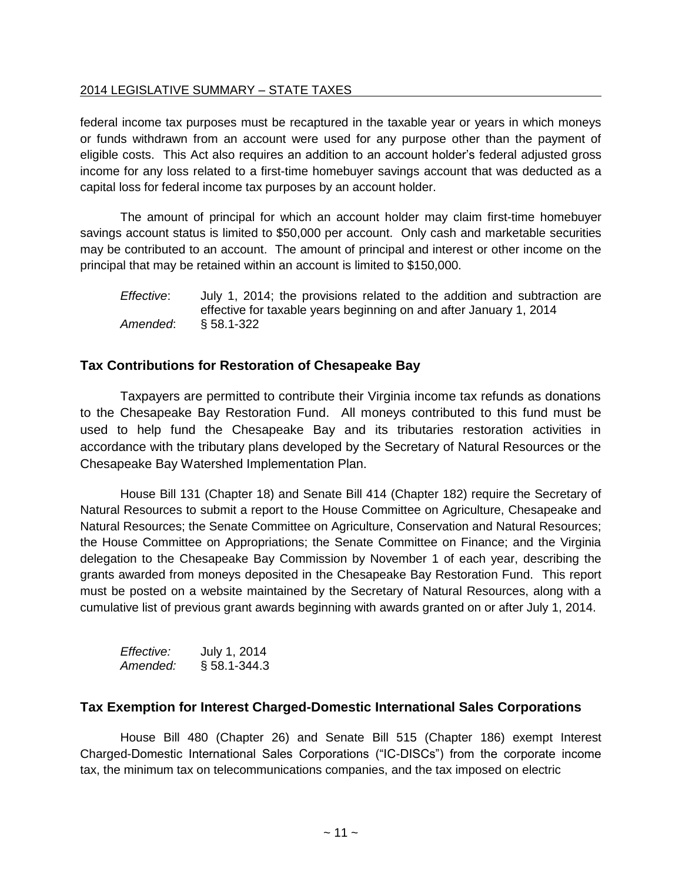federal income tax purposes must be recaptured in the taxable year or years in which moneys or funds withdrawn from an account were used for any purpose other than the payment of eligible costs. This Act also requires an addition to an account holder's federal adjusted gross income for any loss related to a first-time homebuyer savings account that was deducted as a capital loss for federal income tax purposes by an account holder.

The amount of principal for which an account holder may claim first-time homebuyer savings account status is limited to \$50,000 per account. Only cash and marketable securities may be contributed to an account. The amount of principal and interest or other income on the principal that may be retained within an account is limited to \$150,000.

*Effective*: July 1, 2014; the provisions related to the addition and subtraction are effective for taxable years beginning on and after January 1, 2014
*Amended*: § 58.1-322

## Tax Contributions for Restoration of Chesapeake Bay

Taxpayers are permitted to contribute their Virginia income tax refunds as donations to the Chesapeake Bay Restoration Fund. All moneys contributed to this fund must be used to help fund the Chesapeake Bay and its tributaries restoration activities in accordance with the tributary plans developed by the Secretary of Natural Resources or the Chesapeake Bay Watershed Implementation Plan.

House Bill 131 (Chapter 18) and Senate Bill 414 (Chapter 182) require the Secretary of Natural Resources to submit a report to the House Committee on Agriculture, Chesapeake and Natural Resources; the Senate Committee on Agriculture, Conservation and Natural Resources; the House Committee on Appropriations; the Senate Committee on Finance; and the Virginia delegation to the Chesapeake Bay Commission by November 1 of each year, describing the grants awarded from moneys deposited in the Chesapeake Bay Restoration Fund. This report must be posted on a website maintained by the Secretary of Natural Resources, along with a cumulative list of previous grant awards beginning with awards granted on or after July 1, 2014.

*Effective:* July 1, 2014
*Amended:* § 58.1-344.3

## Tax Exemption for Interest Charged-Domestic International Sales Corporations

House Bill 480 (Chapter 26) and Senate Bill 515 (Chapter 186) exempt Interest Charged-Domestic International Sales Corporations ("IC-DISCs") from the corporate income tax, the minimum tax on telecommunications companies, and the tax imposed on electric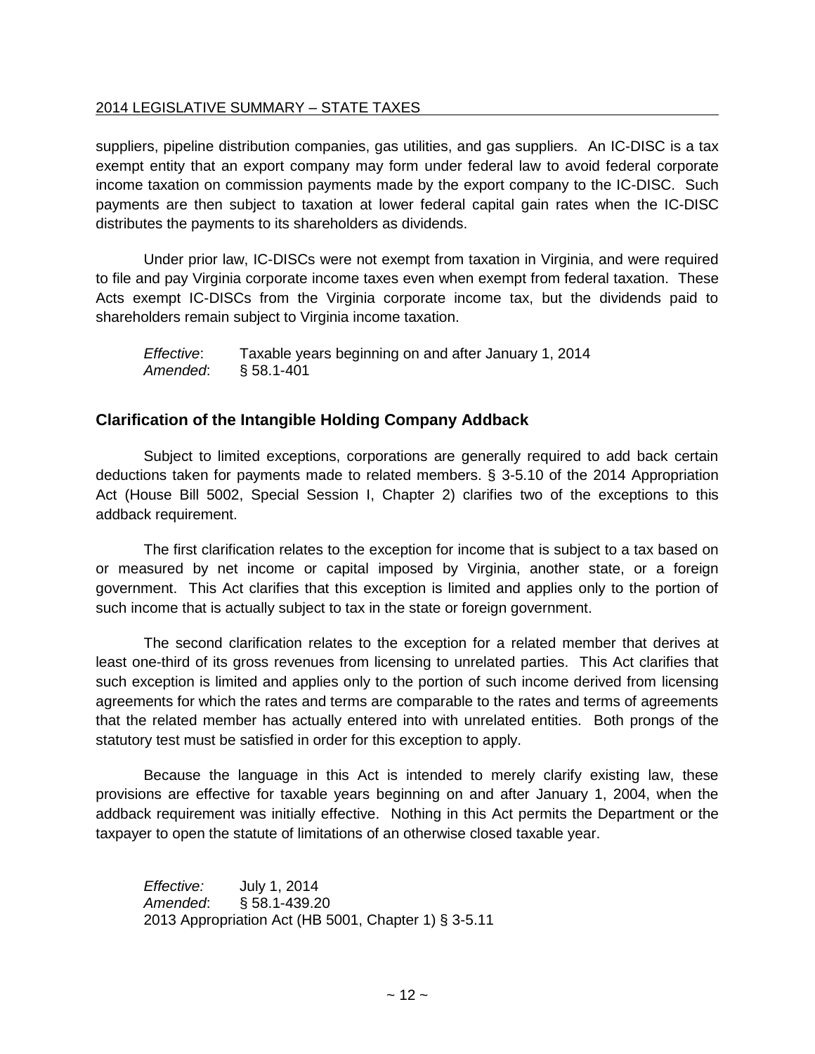suppliers, pipeline distribution companies, gas utilities, and gas suppliers. An IC-DISC is a tax exempt entity that an export company may form under federal law to avoid federal corporate income taxation on commission payments made by the export company to the IC-DISC. Such payments are then subject to taxation at lower federal capital gain rates when the IC-DISC distributes the payments to its shareholders as dividends.

Under prior law, IC-DISCs were not exempt from taxation in Virginia, and were required to file and pay Virginia corporate income taxes even when exempt from federal taxation. These Acts exempt IC-DISCs from the Virginia corporate income tax, but the dividends paid to shareholders remain subject to Virginia income taxation.

*Effective*: Taxable years beginning on and after January 1, 2014
*Amended*: § 58.1-401

## Clarification of the Intangible Holding Company Addback

Subject to limited exceptions, corporations are generally required to add back certain deductions taken for payments made to related members. § 3-5.10 of the 2014 Appropriation Act (House Bill 5002, Special Session I, Chapter 2) clarifies two of the exceptions to this addback requirement.

The first clarification relates to the exception for income that is subject to a tax based on or measured by net income or capital imposed by Virginia, another state, or a foreign government. This Act clarifies that this exception is limited and applies only to the portion of such income that is actually subject to tax in the state or foreign government.

The second clarification relates to the exception for a related member that derives at least one-third of its gross revenues from licensing to unrelated parties. This Act clarifies that such exception is limited and applies only to the portion of such income derived from licensing agreements for which the rates and terms are comparable to the rates and terms of agreements that the related member has actually entered into with unrelated entities. Both prongs of the statutory test must be satisfied in order for this exception to apply.

Because the language in this Act is intended to merely clarify existing law, these provisions are effective for taxable years beginning on and after January 1, 2004, when the addback requirement was initially effective. Nothing in this Act permits the Department or the taxpayer to open the statute of limitations of an otherwise closed taxable year.

*Effective:* July 1, 2014
*Amended*: § 58.1-439.20
2013 Appropriation Act (HB 5001, Chapter 1) § 3-5.11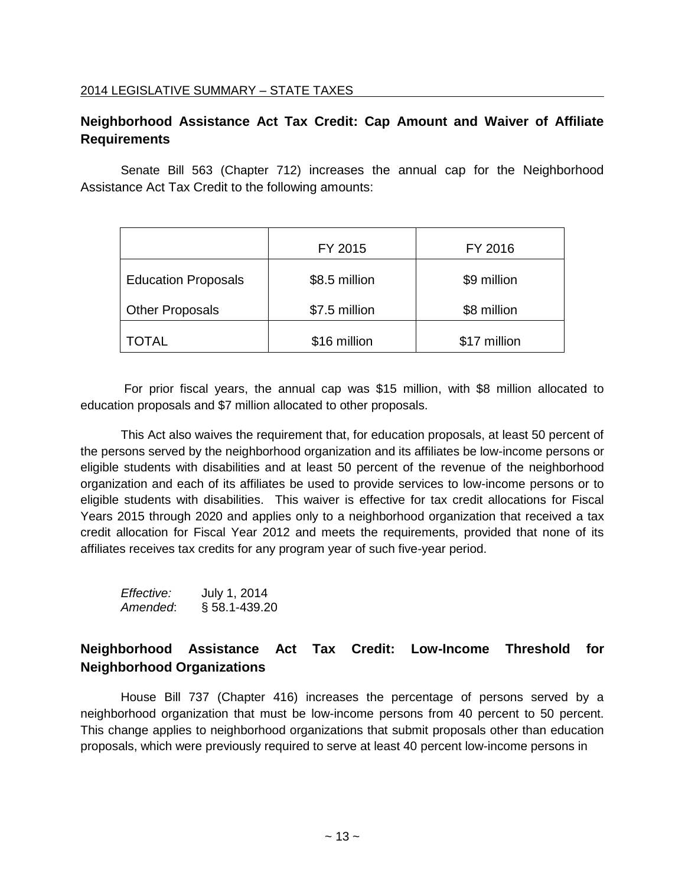## Neighborhood Assistance Act Tax Credit: Cap Amount and Waiver of Affiliate Requirements

Senate Bill 563 (Chapter 712) increases the annual cap for the Neighborhood Assistance Act Tax Credit to the following amounts:

| | FY 2015 | FY 2016 |
|---|---|---|
| Education Proposals | $8.5 million | $9 million |
| Other Proposals | $7.5 million | $8 million |
| TOTAL | $16 million | $17 million |

For prior fiscal years, the annual cap was $15 million, with $8 million allocated to education proposals and $7 million allocated to other proposals.

This Act also waives the requirement that, for education proposals, at least 50 percent of the persons served by the neighborhood organization and its affiliates be low-income persons or eligible students with disabilities and at least 50 percent of the revenue of the neighborhood organization and each of its affiliates be used to provide services to low-income persons or to eligible students with disabilities. This waiver is effective for tax credit allocations for Fiscal Years 2015 through 2020 and applies only to a neighborhood organization that received a tax credit allocation for Fiscal Year 2012 and meets the requirements, provided that none of its affiliates receives tax credits for any program year of such five-year period.

*Effective:* July 1, 2014
*Amended*: § 58.1-439.20

## Neighborhood Assistance Act Tax Credit: Low-Income Threshold for Neighborhood Organizations

House Bill 737 (Chapter 416) increases the percentage of persons served by a neighborhood organization that must be low-income persons from 40 percent to 50 percent. This change applies to neighborhood organizations that submit proposals other than education proposals, which were previously required to serve at least 40 percent low-income persons in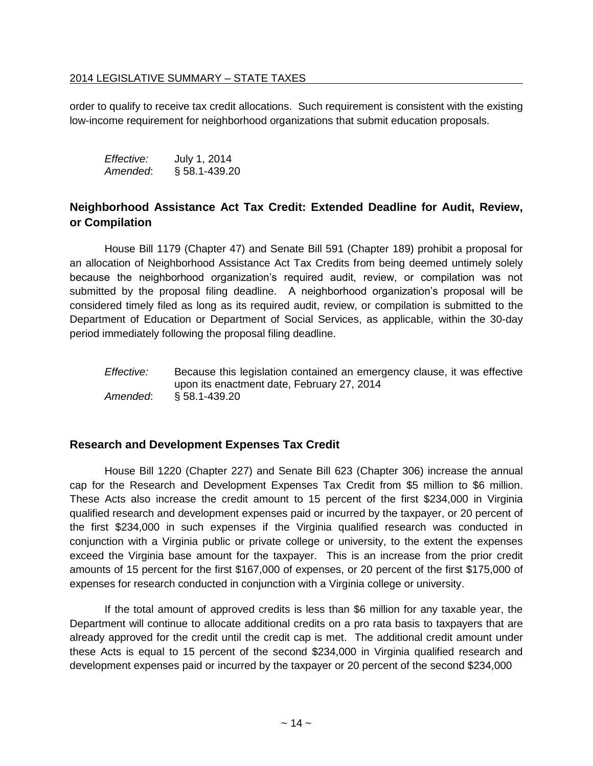order to qualify to receive tax credit allocations. Such requirement is consistent with the existing low-income requirement for neighborhood organizations that submit education proposals.

*Effective:* July 1, 2014
*Amended*: § 58.1-439.20

## Neighborhood Assistance Act Tax Credit: Extended Deadline for Audit, Review, or Compilation

House Bill 1179 (Chapter 47) and Senate Bill 591 (Chapter 189) prohibit a proposal for an allocation of Neighborhood Assistance Act Tax Credits from being deemed untimely solely because the neighborhood organization's required audit, review, or compilation was not submitted by the proposal filing deadline. A neighborhood organization's proposal will be considered timely filed as long as its required audit, review, or compilation is submitted to the Department of Education or Department of Social Services, as applicable, within the 30-day period immediately following the proposal filing deadline.

*Effective:* Because this legislation contained an emergency clause, it was effective upon its enactment date, February 27, 2014
*Amended*: § 58.1-439.20

## Research and Development Expenses Tax Credit

House Bill 1220 (Chapter 227) and Senate Bill 623 (Chapter 306) increase the annual cap for the Research and Development Expenses Tax Credit from $5 million to $6 million. These Acts also increase the credit amount to 15 percent of the first $234,000 in Virginia qualified research and development expenses paid or incurred by the taxpayer, or 20 percent of the first $234,000 in such expenses if the Virginia qualified research was conducted in conjunction with a Virginia public or private college or university, to the extent the expenses exceed the Virginia base amount for the taxpayer. This is an increase from the prior credit amounts of 15 percent for the first $167,000 of expenses, or 20 percent of the first $175,000 of expenses for research conducted in conjunction with a Virginia college or university.

If the total amount of approved credits is less than $6 million for any taxable year, the Department will continue to allocate additional credits on a pro rata basis to taxpayers that are already approved for the credit until the credit cap is met. The additional credit amount under these Acts is equal to 15 percent of the second $234,000 in Virginia qualified research and development expenses paid or incurred by the taxpayer or 20 percent of the second $234,000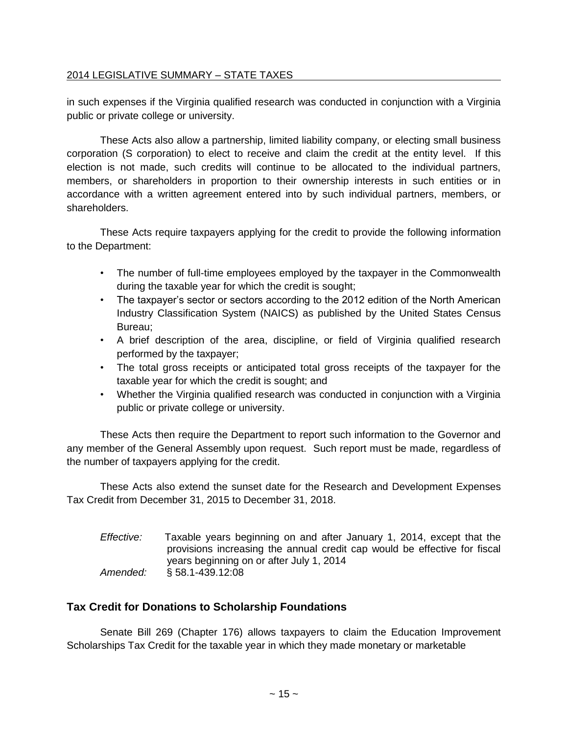in such expenses if the Virginia qualified research was conducted in conjunction with a Virginia public or private college or university.

These Acts also allow a partnership, limited liability company, or electing small business corporation (S corporation) to elect to receive and claim the credit at the entity level. If this election is not made, such credits will continue to be allocated to the individual partners, members, or shareholders in proportion to their ownership interests in such entities or in accordance with a written agreement entered into by such individual partners, members, or shareholders.

These Acts require taxpayers applying for the credit to provide the following information to the Department:

- The number of full-time employees employed by the taxpayer in the Commonwealth during the taxable year for which the credit is sought;
- The taxpayer's sector or sectors according to the 2012 edition of the North American Industry Classification System (NAICS) as published by the United States Census Bureau;
- A brief description of the area, discipline, or field of Virginia qualified research performed by the taxpayer;
- The total gross receipts or anticipated total gross receipts of the taxpayer for the taxable year for which the credit is sought; and
- Whether the Virginia qualified research was conducted in conjunction with a Virginia public or private college or university.

These Acts then require the Department to report such information to the Governor and any member of the General Assembly upon request. Such report must be made, regardless of the number of taxpayers applying for the credit.

These Acts also extend the sunset date for the Research and Development Expenses Tax Credit from December 31, 2015 to December 31, 2018.

*Effective:* Taxable years beginning on and after January 1, 2014, except that the provisions increasing the annual credit cap would be effective for fiscal years beginning on or after July 1, 2014
*Amended:* § 58.1-439.12:08

## Tax Credit for Donations to Scholarship Foundations

Senate Bill 269 (Chapter 176) allows taxpayers to claim the Education Improvement Scholarships Tax Credit for the taxable year in which they made monetary or marketable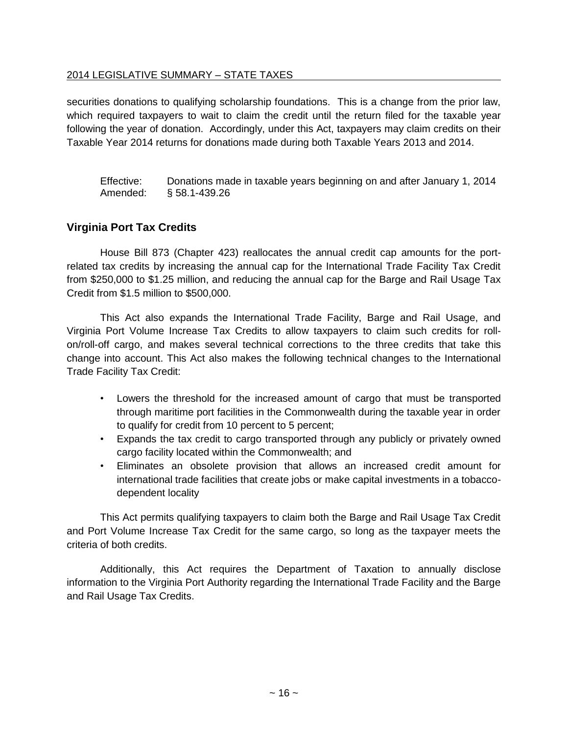securities donations to qualifying scholarship foundations. This is a change from the prior law, which required taxpayers to wait to claim the credit until the return filed for the taxable year following the year of donation. Accordingly, under this Act, taxpayers may claim credits on their Taxable Year 2014 returns for donations made during both Taxable Years 2013 and 2014.

Effective: Donations made in taxable years beginning on and after January 1, 2014
Amended: § 58.1-439.26

### Virginia Port Tax Credits

House Bill 873 (Chapter 423) reallocates the annual credit cap amounts for the port-related tax credits by increasing the annual cap for the International Trade Facility Tax Credit from $250,000 to $1.25 million, and reducing the annual cap for the Barge and Rail Usage Tax Credit from $1.5 million to $500,000.

This Act also expands the International Trade Facility, Barge and Rail Usage, and Virginia Port Volume Increase Tax Credits to allow taxpayers to claim such credits for roll-on/roll-off cargo, and makes several technical corrections to the three credits that take this change into account. This Act also makes the following technical changes to the International Trade Facility Tax Credit:

- Lowers the threshold for the increased amount of cargo that must be transported through maritime port facilities in the Commonwealth during the taxable year in order to qualify for credit from 10 percent to 5 percent;
- Expands the tax credit to cargo transported through any publicly or privately owned cargo facility located within the Commonwealth; and
- Eliminates an obsolete provision that allows an increased credit amount for international trade facilities that create jobs or make capital investments in a tobacco-dependent locality

This Act permits qualifying taxpayers to claim both the Barge and Rail Usage Tax Credit and Port Volume Increase Tax Credit for the same cargo, so long as the taxpayer meets the criteria of both credits.

Additionally, this Act requires the Department of Taxation to annually disclose information to the Virginia Port Authority regarding the International Trade Facility and the Barge and Rail Usage Tax Credits.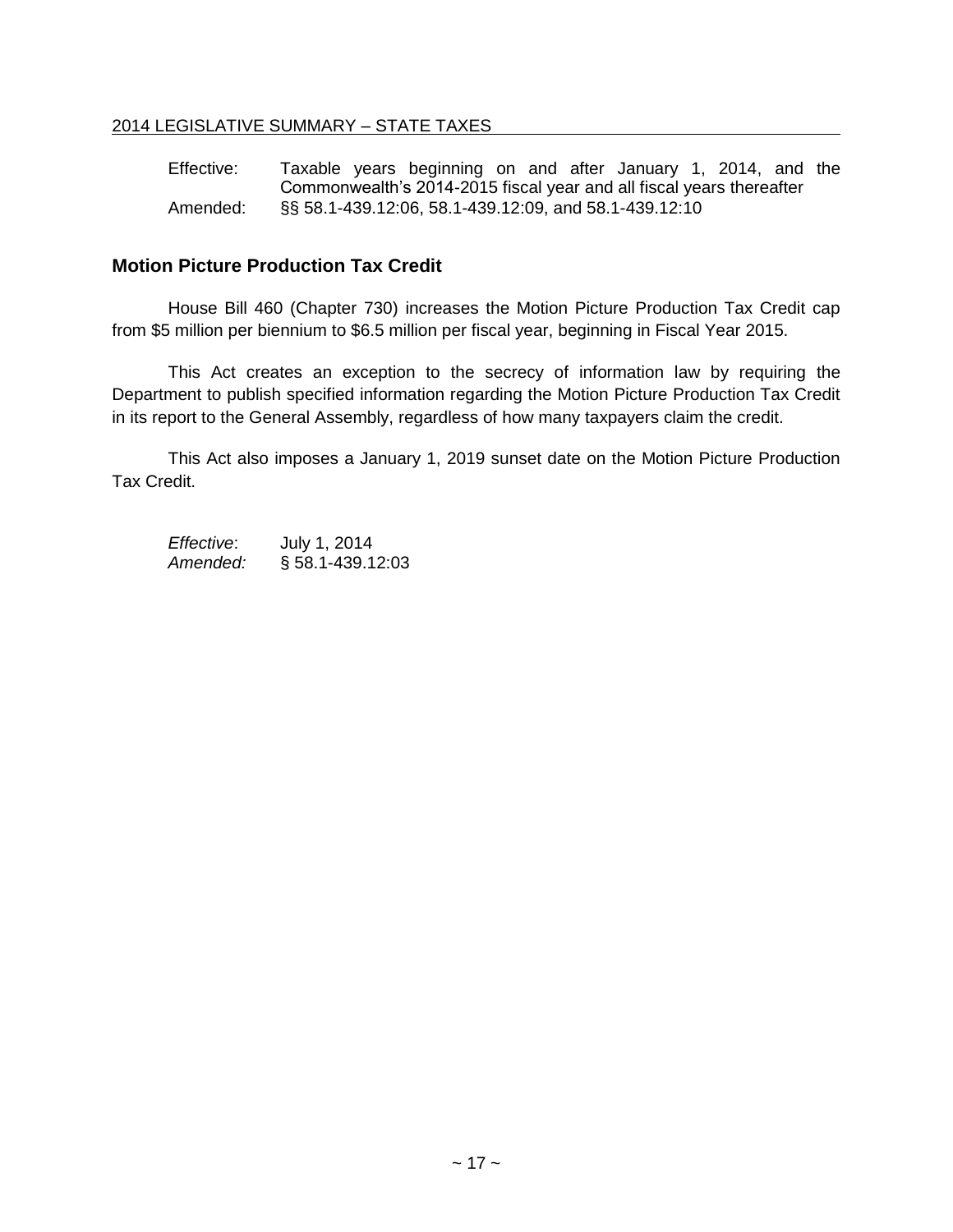Effective: Taxable years beginning on and after January 1, 2014, and the Commonwealth's 2014-2015 fiscal year and all fiscal years thereafter
Amended: §§ 58.1-439.12:06, 58.1-439.12:09, and 58.1-439.12:10

## Motion Picture Production Tax Credit

House Bill 460 (Chapter 730) increases the Motion Picture Production Tax Credit cap from $5 million per biennium to $6.5 million per fiscal year, beginning in Fiscal Year 2015.

This Act creates an exception to the secrecy of information law by requiring the Department to publish specified information regarding the Motion Picture Production Tax Credit in its report to the General Assembly, regardless of how many taxpayers claim the credit.

This Act also imposes a January 1, 2019 sunset date on the Motion Picture Production Tax Credit.

*Effective*: July 1, 2014
*Amended:* § 58.1-439.12:03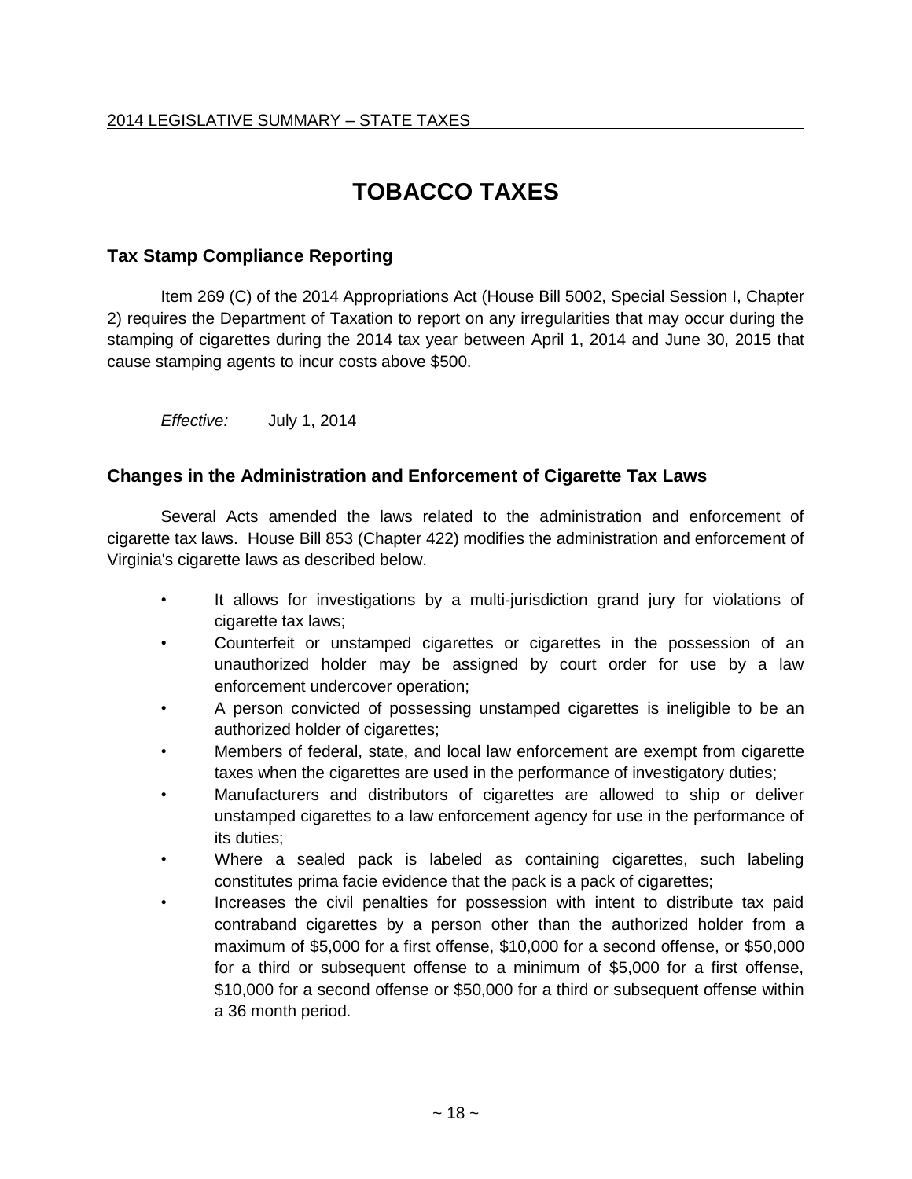# TOBACCO TAXES

## Tax Stamp Compliance Reporting

Item 269 (C) of the 2014 Appropriations Act (House Bill 5002, Special Session I, Chapter 2) requires the Department of Taxation to report on any irregularities that may occur during the stamping of cigarettes during the 2014 tax year between April 1, 2014 and June 30, 2015 that cause stamping agents to incur costs above $500.

*Effective:* July 1, 2014

## Changes in the Administration and Enforcement of Cigarette Tax Laws

Several Acts amended the laws related to the administration and enforcement of cigarette tax laws. House Bill 853 (Chapter 422) modifies the administration and enforcement of Virginia's cigarette laws as described below.

- It allows for investigations by a multi-jurisdiction grand jury for violations of cigarette tax laws;
- Counterfeit or unstamped cigarettes or cigarettes in the possession of an unauthorized holder may be assigned by court order for use by a law enforcement undercover operation;
- A person convicted of possessing unstamped cigarettes is ineligible to be an authorized holder of cigarettes;
- Members of federal, state, and local law enforcement are exempt from cigarette taxes when the cigarettes are used in the performance of investigatory duties;
- Manufacturers and distributors of cigarettes are allowed to ship or deliver unstamped cigarettes to a law enforcement agency for use in the performance of its duties;
- Where a sealed pack is labeled as containing cigarettes, such labeling constitutes prima facie evidence that the pack is a pack of cigarettes;
- Increases the civil penalties for possession with intent to distribute tax paid contraband cigarettes by a person other than the authorized holder from a maximum of $5,000 for a first offense, $10,000 for a second offense, or $50,000 for a third or subsequent offense to a minimum of $5,000 for a first offense, $10,000 for a second offense or $50,000 for a third or subsequent offense within a 36 month period.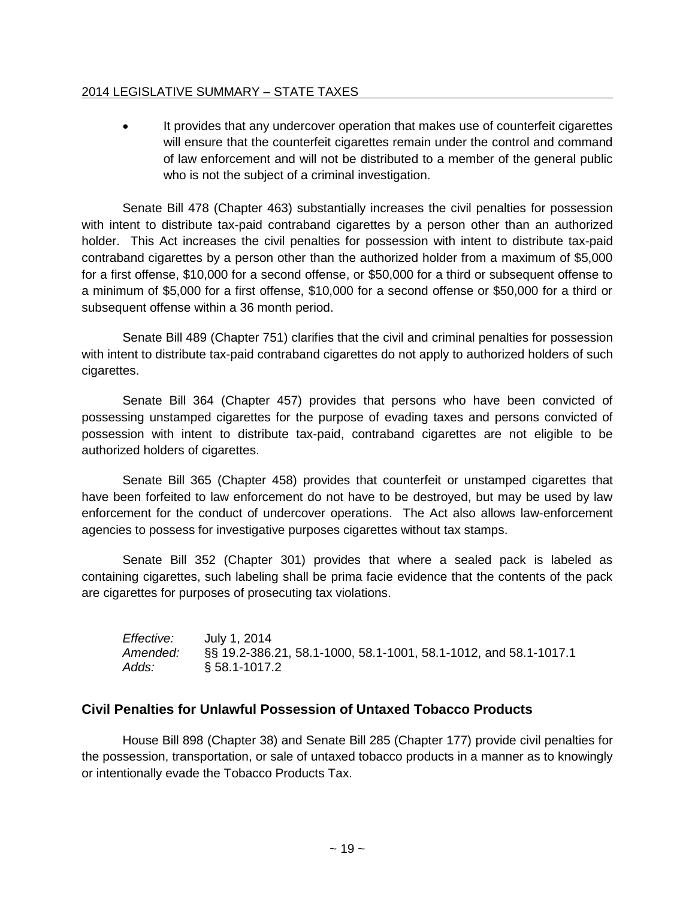- It provides that any undercover operation that makes use of counterfeit cigarettes will ensure that the counterfeit cigarettes remain under the control and command of law enforcement and will not be distributed to a member of the general public who is not the subject of a criminal investigation.

Senate Bill 478 (Chapter 463) substantially increases the civil penalties for possession with intent to distribute tax-paid contraband cigarettes by a person other than an authorized holder. This Act increases the civil penalties for possession with intent to distribute tax-paid contraband cigarettes by a person other than the authorized holder from a maximum of $5,000 for a first offense, $10,000 for a second offense, or $50,000 for a third or subsequent offense to a minimum of $5,000 for a first offense, $10,000 for a second offense or $50,000 for a third or subsequent offense within a 36 month period.

Senate Bill 489 (Chapter 751) clarifies that the civil and criminal penalties for possession with intent to distribute tax-paid contraband cigarettes do not apply to authorized holders of such cigarettes.

Senate Bill 364 (Chapter 457) provides that persons who have been convicted of possessing unstamped cigarettes for the purpose of evading taxes and persons convicted of possession with intent to distribute tax-paid, contraband cigarettes are not eligible to be authorized holders of cigarettes.

Senate Bill 365 (Chapter 458) provides that counterfeit or unstamped cigarettes that have been forfeited to law enforcement do not have to be destroyed, but may be used by law enforcement for the conduct of undercover operations. The Act also allows law-enforcement agencies to possess for investigative purposes cigarettes without tax stamps.

Senate Bill 352 (Chapter 301) provides that where a sealed pack is labeled as containing cigarettes, such labeling shall be prima facie evidence that the contents of the pack are cigarettes for purposes of prosecuting tax violations.

*Effective:* July 1, 2014
*Amended:* §§ 19.2-386.21, 58.1-1000, 58.1-1001, 58.1-1012, and 58.1-1017.1
*Adds:* § 58.1-1017.2

## Civil Penalties for Unlawful Possession of Untaxed Tobacco Products

House Bill 898 (Chapter 38) and Senate Bill 285 (Chapter 177) provide civil penalties for the possession, transportation, or sale of untaxed tobacco products in a manner as to knowingly or intentionally evade the Tobacco Products Tax.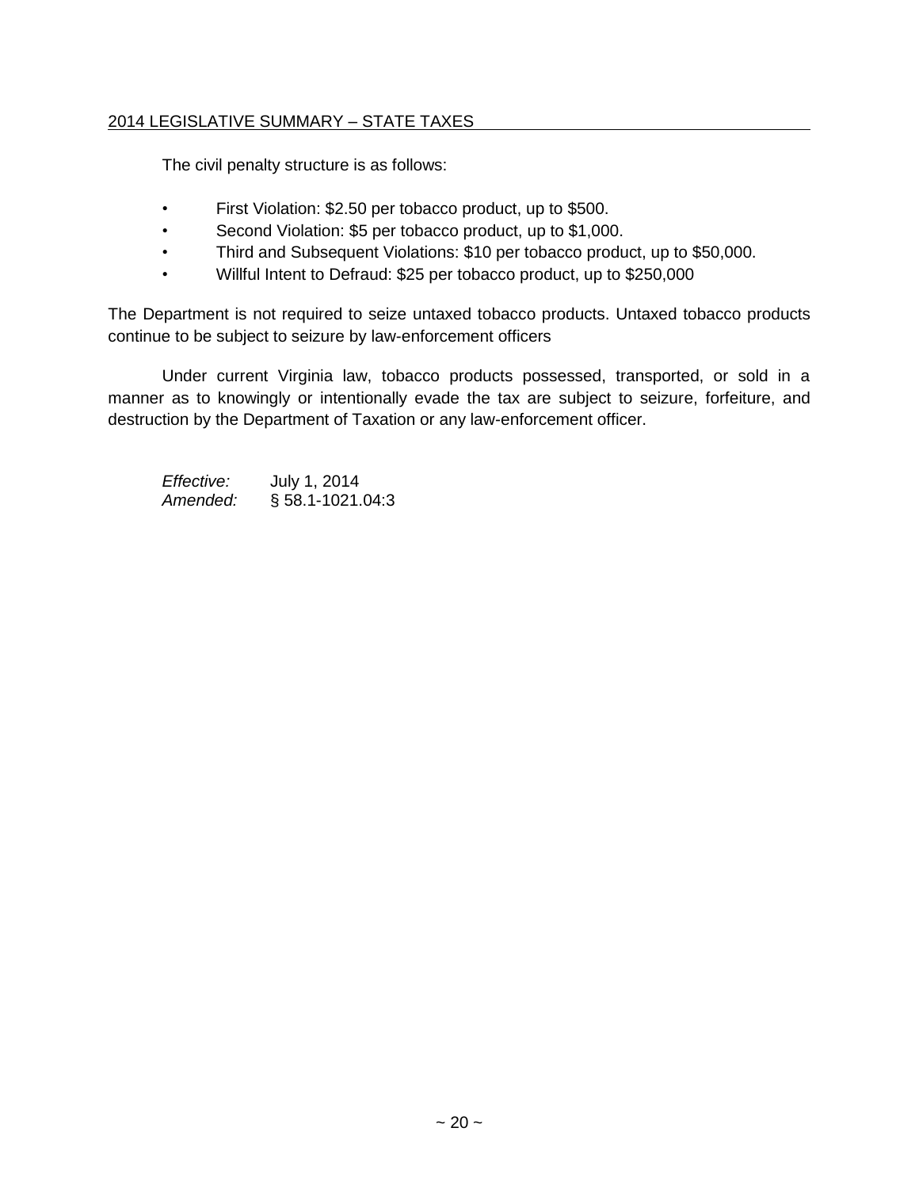The civil penalty structure is as follows:

- First Violation: $2.50 per tobacco product, up to $500.
- Second Violation: $5 per tobacco product, up to $1,000.
- Third and Subsequent Violations: $10 per tobacco product, up to $50,000.
- Willful Intent to Defraud: $25 per tobacco product, up to $250,000

The Department is not required to seize untaxed tobacco products. Untaxed tobacco products continue to be subject to seizure by law-enforcement officers

Under current Virginia law, tobacco products possessed, transported, or sold in a manner as to knowingly or intentionally evade the tax are subject to seizure, forfeiture, and destruction by the Department of Taxation or any law-enforcement officer.

*Effective:* July 1, 2014
*Amended:* § 58.1-1021.04:3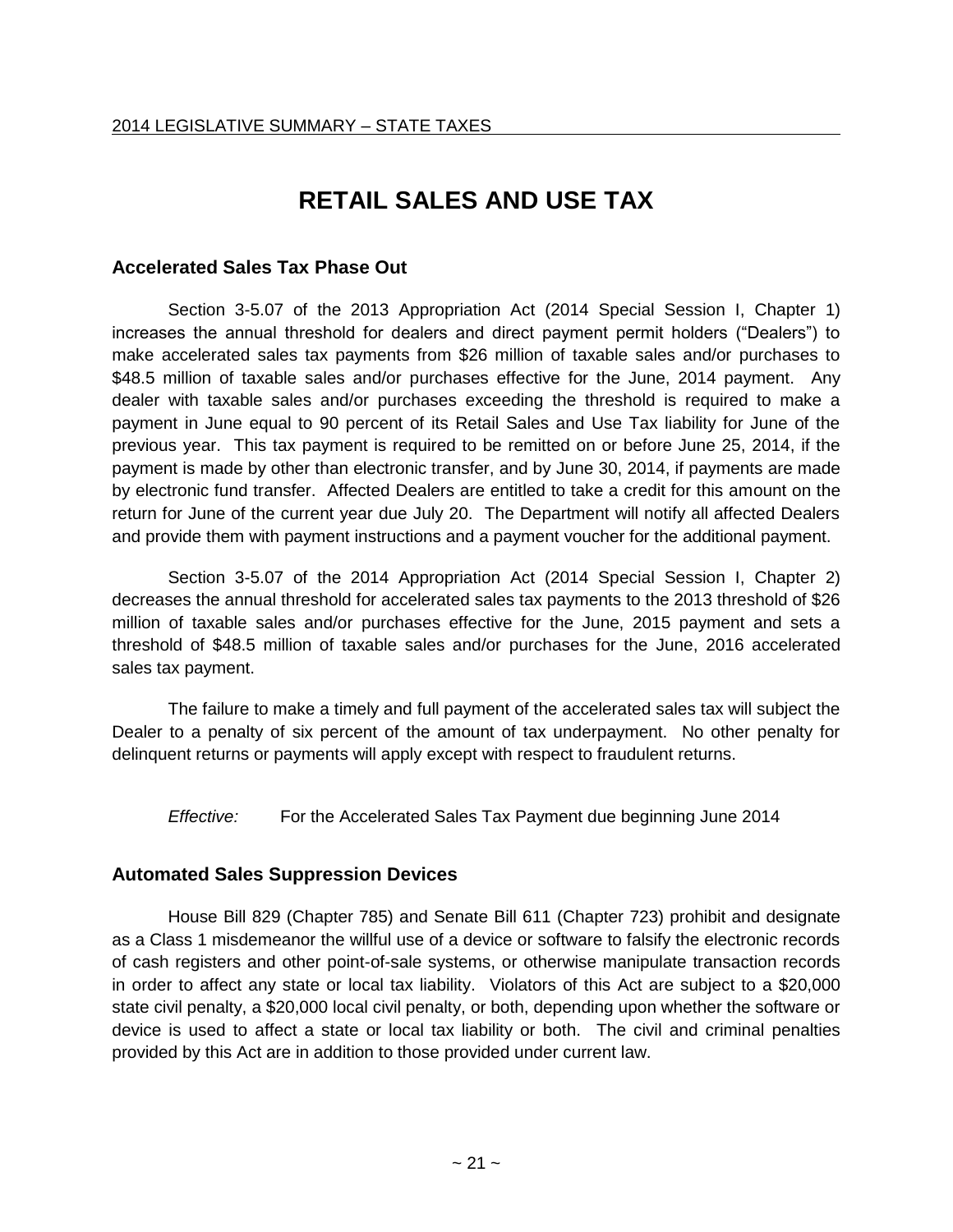# RETAIL SALES AND USE TAX

## Accelerated Sales Tax Phase Out

Section 3-5.07 of the 2013 Appropriation Act (2014 Special Session I, Chapter 1) increases the annual threshold for dealers and direct payment permit holders ("Dealers") to make accelerated sales tax payments from $26 million of taxable sales and/or purchases to $48.5 million of taxable sales and/or purchases effective for the June, 2014 payment. Any dealer with taxable sales and/or purchases exceeding the threshold is required to make a payment in June equal to 90 percent of its Retail Sales and Use Tax liability for June of the previous year. This tax payment is required to be remitted on or before June 25, 2014, if the payment is made by other than electronic transfer, and by June 30, 2014, if payments are made by electronic fund transfer. Affected Dealers are entitled to take a credit for this amount on the return for June of the current year due July 20. The Department will notify all affected Dealers and provide them with payment instructions and a payment voucher for the additional payment.

Section 3-5.07 of the 2014 Appropriation Act (2014 Special Session I, Chapter 2) decreases the annual threshold for accelerated sales tax payments to the 2013 threshold of $26 million of taxable sales and/or purchases effective for the June, 2015 payment and sets a threshold of $48.5 million of taxable sales and/or purchases for the June, 2016 accelerated sales tax payment.

The failure to make a timely and full payment of the accelerated sales tax will subject the Dealer to a penalty of six percent of the amount of tax underpayment. No other penalty for delinquent returns or payments will apply except with respect to fraudulent returns.

*Effective:* For the Accelerated Sales Tax Payment due beginning June 2014

## Automated Sales Suppression Devices

House Bill 829 (Chapter 785) and Senate Bill 611 (Chapter 723) prohibit and designate as a Class 1 misdemeanor the willful use of a device or software to falsify the electronic records of cash registers and other point-of-sale systems, or otherwise manipulate transaction records in order to affect any state or local tax liability. Violators of this Act are subject to a $20,000 state civil penalty, a $20,000 local civil penalty, or both, depending upon whether the software or device is used to affect a state or local tax liability or both. The civil and criminal penalties provided by this Act are in addition to those provided under current law.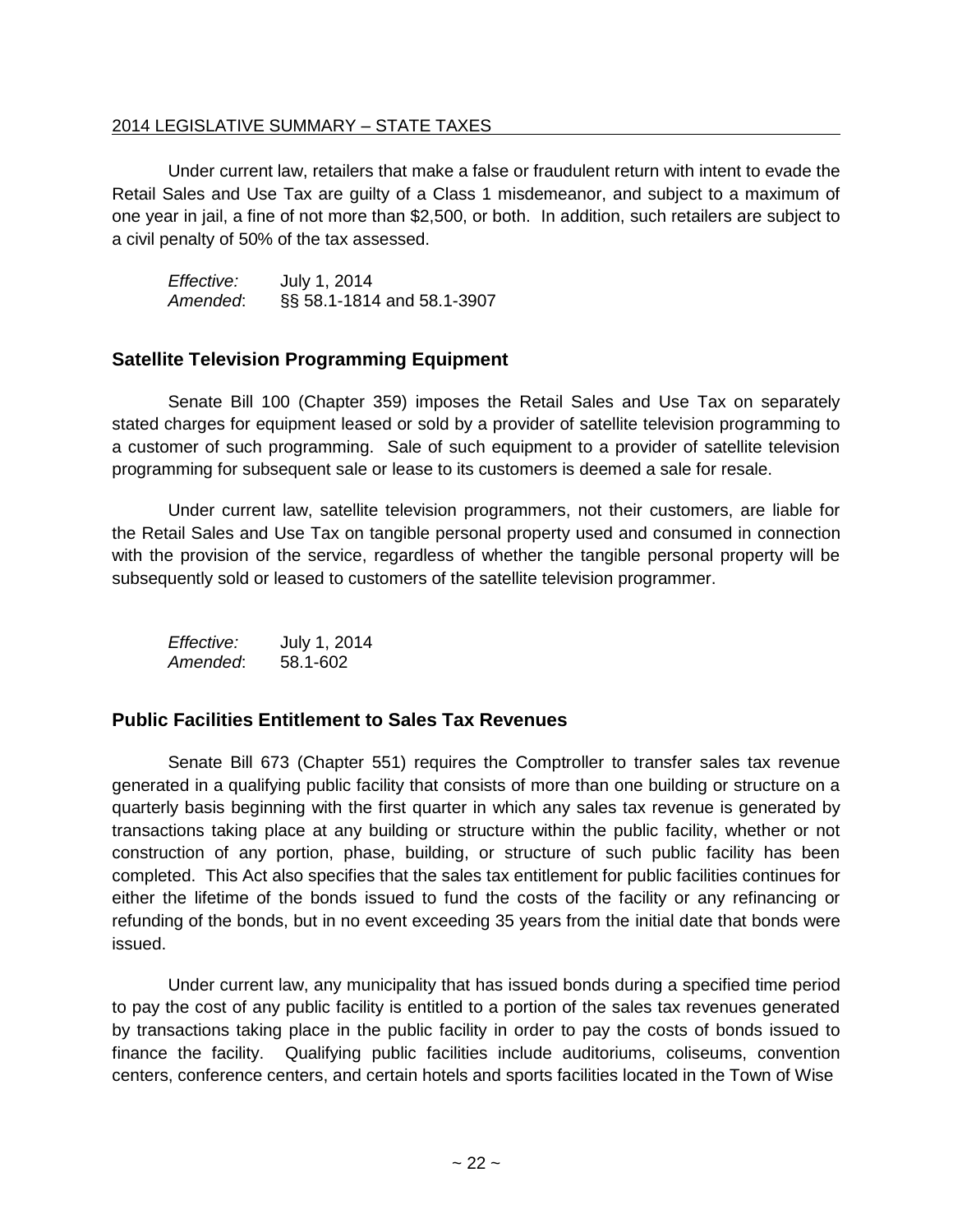Under current law, retailers that make a false or fraudulent return with intent to evade the Retail Sales and Use Tax are guilty of a Class 1 misdemeanor, and subject to a maximum of one year in jail, a fine of not more than $2,500, or both. In addition, such retailers are subject to a civil penalty of 50% of the tax assessed.

*Effective:* July 1, 2014
*Amended*: §§ 58.1-1814 and 58.1-3907

## Satellite Television Programming Equipment

Senate Bill 100 (Chapter 359) imposes the Retail Sales and Use Tax on separately stated charges for equipment leased or sold by a provider of satellite television programming to a customer of such programming. Sale of such equipment to a provider of satellite television programming for subsequent sale or lease to its customers is deemed a sale for resale.

Under current law, satellite television programmers, not their customers, are liable for the Retail Sales and Use Tax on tangible personal property used and consumed in connection with the provision of the service, regardless of whether the tangible personal property will be subsequently sold or leased to customers of the satellite television programmer.

*Effective:* July 1, 2014
*Amended*: 58.1-602

## Public Facilities Entitlement to Sales Tax Revenues

Senate Bill 673 (Chapter 551) requires the Comptroller to transfer sales tax revenue generated in a qualifying public facility that consists of more than one building or structure on a quarterly basis beginning with the first quarter in which any sales tax revenue is generated by transactions taking place at any building or structure within the public facility, whether or not construction of any portion, phase, building, or structure of such public facility has been completed. This Act also specifies that the sales tax entitlement for public facilities continues for either the lifetime of the bonds issued to fund the costs of the facility or any refinancing or refunding of the bonds, but in no event exceeding 35 years from the initial date that bonds were issued.

Under current law, any municipality that has issued bonds during a specified time period to pay the cost of any public facility is entitled to a portion of the sales tax revenues generated by transactions taking place in the public facility in order to pay the costs of bonds issued to finance the facility. Qualifying public facilities include auditoriums, coliseums, convention centers, conference centers, and certain hotels and sports facilities located in the Town of Wise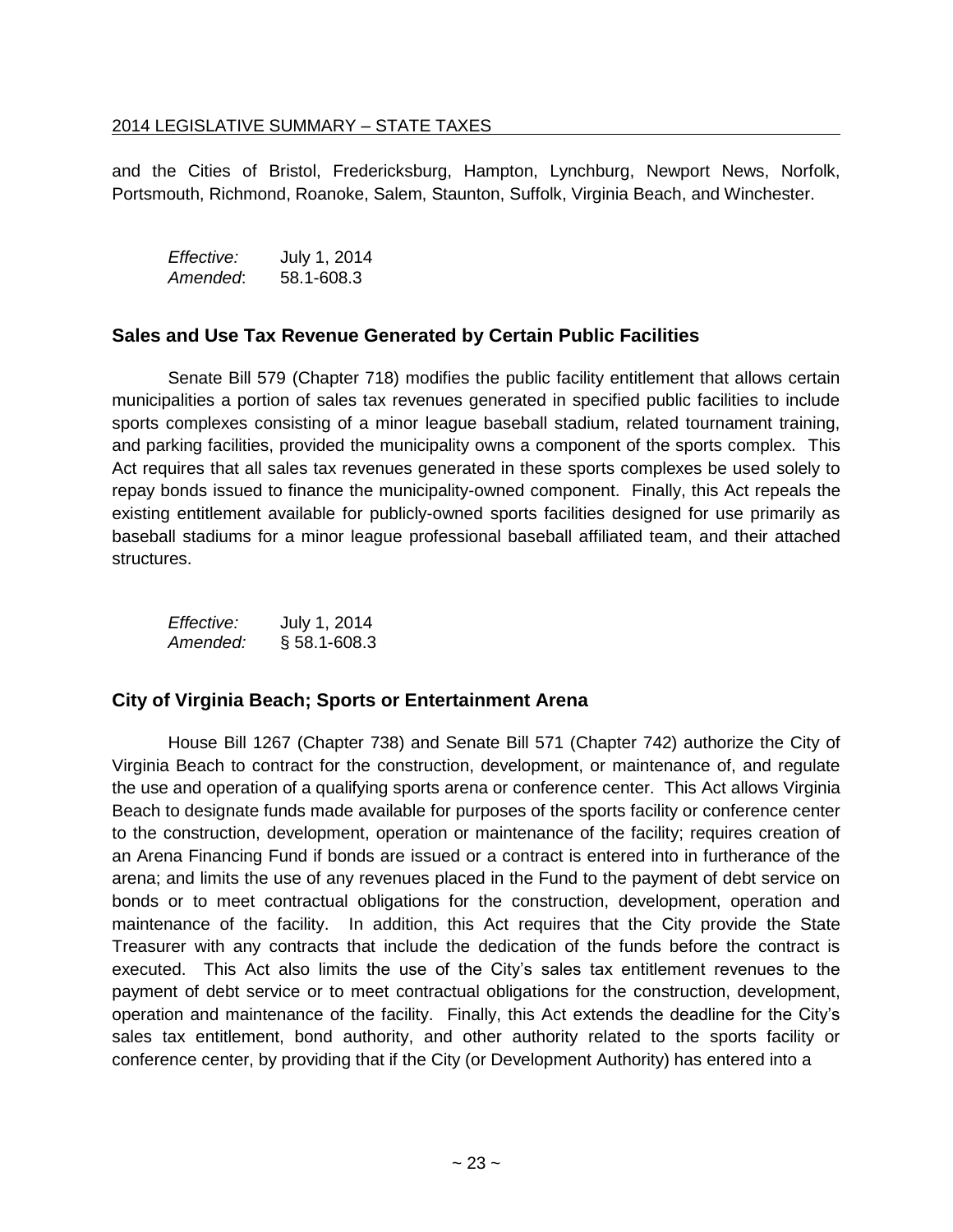and the Cities of Bristol, Fredericksburg, Hampton, Lynchburg, Newport News, Norfolk, Portsmouth, Richmond, Roanoke, Salem, Staunton, Suffolk, Virginia Beach, and Winchester.

*Effective:* July 1, 2014
*Amended*: 58.1-608.3

### Sales and Use Tax Revenue Generated by Certain Public Facilities

Senate Bill 579 (Chapter 718) modifies the public facility entitlement that allows certain municipalities a portion of sales tax revenues generated in specified public facilities to include sports complexes consisting of a minor league baseball stadium, related tournament training, and parking facilities, provided the municipality owns a component of the sports complex. This Act requires that all sales tax revenues generated in these sports complexes be used solely to repay bonds issued to finance the municipality-owned component. Finally, this Act repeals the existing entitlement available for publicly-owned sports facilities designed for use primarily as baseball stadiums for a minor league professional baseball affiliated team, and their attached structures.

*Effective:* July 1, 2014
*Amended:* § 58.1-608.3

### City of Virginia Beach; Sports or Entertainment Arena

House Bill 1267 (Chapter 738) and Senate Bill 571 (Chapter 742) authorize the City of Virginia Beach to contract for the construction, development, or maintenance of, and regulate the use and operation of a qualifying sports arena or conference center. This Act allows Virginia Beach to designate funds made available for purposes of the sports facility or conference center to the construction, development, operation or maintenance of the facility; requires creation of an Arena Financing Fund if bonds are issued or a contract is entered into in furtherance of the arena; and limits the use of any revenues placed in the Fund to the payment of debt service on bonds or to meet contractual obligations for the construction, development, operation and maintenance of the facility. In addition, this Act requires that the City provide the State Treasurer with any contracts that include the dedication of the funds before the contract is executed. This Act also limits the use of the City's sales tax entitlement revenues to the payment of debt service or to meet contractual obligations for the construction, development, operation and maintenance of the facility. Finally, this Act extends the deadline for the City's sales tax entitlement, bond authority, and other authority related to the sports facility or conference center, by providing that if the City (or Development Authority) has entered into a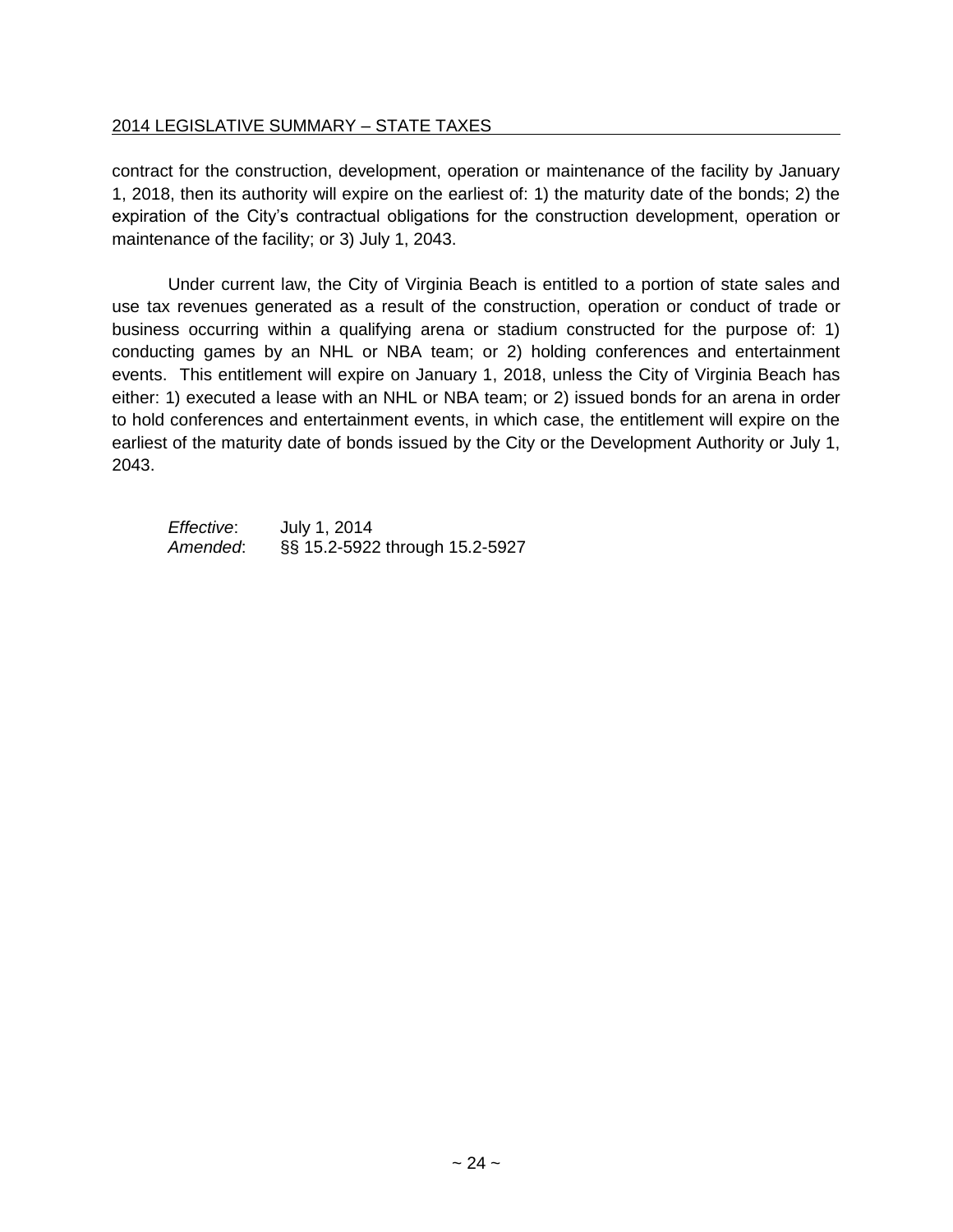contract for the construction, development, operation or maintenance of the facility by January 1, 2018, then its authority will expire on the earliest of: 1) the maturity date of the bonds; 2) the expiration of the City's contractual obligations for the construction development, operation or maintenance of the facility; or 3) July 1, 2043.

Under current law, the City of Virginia Beach is entitled to a portion of state sales and use tax revenues generated as a result of the construction, operation or conduct of trade or business occurring within a qualifying arena or stadium constructed for the purpose of: 1) conducting games by an NHL or NBA team; or 2) holding conferences and entertainment events. This entitlement will expire on January 1, 2018, unless the City of Virginia Beach has either: 1) executed a lease with an NHL or NBA team; or 2) issued bonds for an arena in order to hold conferences and entertainment events, in which case, the entitlement will expire on the earliest of the maturity date of bonds issued by the City or the Development Authority or July 1, 2043.

*Effective*: July 1, 2014
*Amended*: §§ 15.2-5922 through 15.2-5927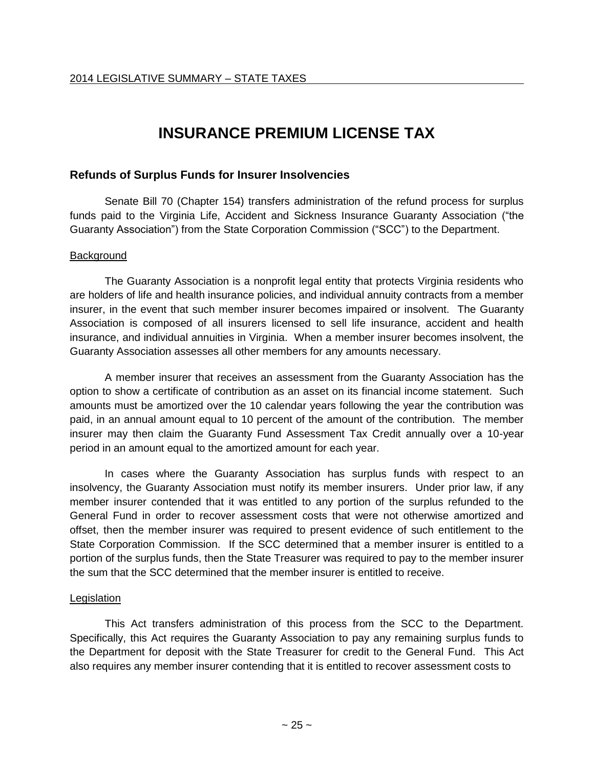# INSURANCE PREMIUM LICENSE TAX

## Refunds of Surplus Funds for Insurer Insolvencies

Senate Bill 70 (Chapter 154) transfers administration of the refund process for surplus funds paid to the Virginia Life, Accident and Sickness Insurance Guaranty Association ("the Guaranty Association") from the State Corporation Commission ("SCC") to the Department.

Background

The Guaranty Association is a nonprofit legal entity that protects Virginia residents who are holders of life and health insurance policies, and individual annuity contracts from a member insurer, in the event that such member insurer becomes impaired or insolvent. The Guaranty Association is composed of all insurers licensed to sell life insurance, accident and health insurance, and individual annuities in Virginia. When a member insurer becomes insolvent, the Guaranty Association assesses all other members for any amounts necessary.

A member insurer that receives an assessment from the Guaranty Association has the option to show a certificate of contribution as an asset on its financial income statement. Such amounts must be amortized over the 10 calendar years following the year the contribution was paid, in an annual amount equal to 10 percent of the amount of the contribution. The member insurer may then claim the Guaranty Fund Assessment Tax Credit annually over a 10-year period in an amount equal to the amortized amount for each year.

In cases where the Guaranty Association has surplus funds with respect to an insolvency, the Guaranty Association must notify its member insurers. Under prior law, if any member insurer contended that it was entitled to any portion of the surplus refunded to the General Fund in order to recover assessment costs that were not otherwise amortized and offset, then the member insurer was required to present evidence of such entitlement to the State Corporation Commission. If the SCC determined that a member insurer is entitled to a portion of the surplus funds, then the State Treasurer was required to pay to the member insurer the sum that the SCC determined that the member insurer is entitled to receive.

Legislation

This Act transfers administration of this process from the SCC to the Department. Specifically, this Act requires the Guaranty Association to pay any remaining surplus funds to the Department for deposit with the State Treasurer for credit to the General Fund. This Act also requires any member insurer contending that it is entitled to recover assessment costs to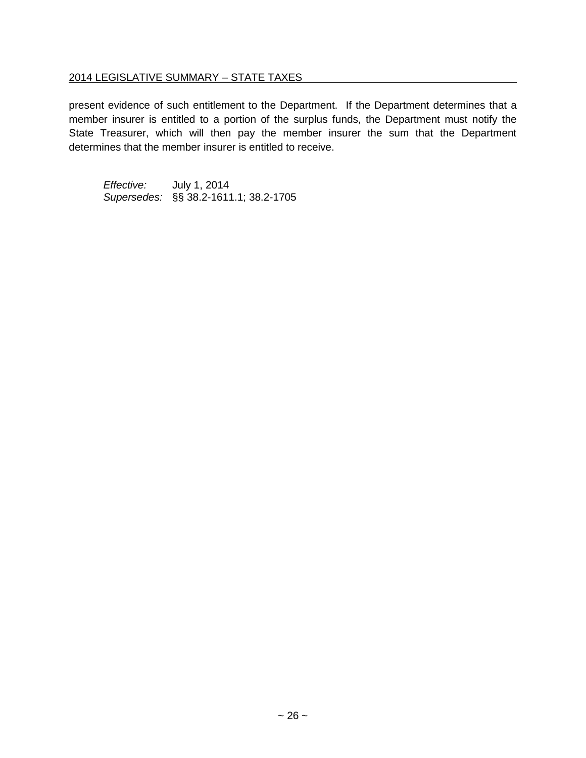present evidence of such entitlement to the Department. If the Department determines that a member insurer is entitled to a portion of the surplus funds, the Department must notify the State Treasurer, which will then pay the member insurer the sum that the Department determines that the member insurer is entitled to receive.

*Effective:* July 1, 2014
*Supersedes:* §§ 38.2-1611.1; 38.2-1705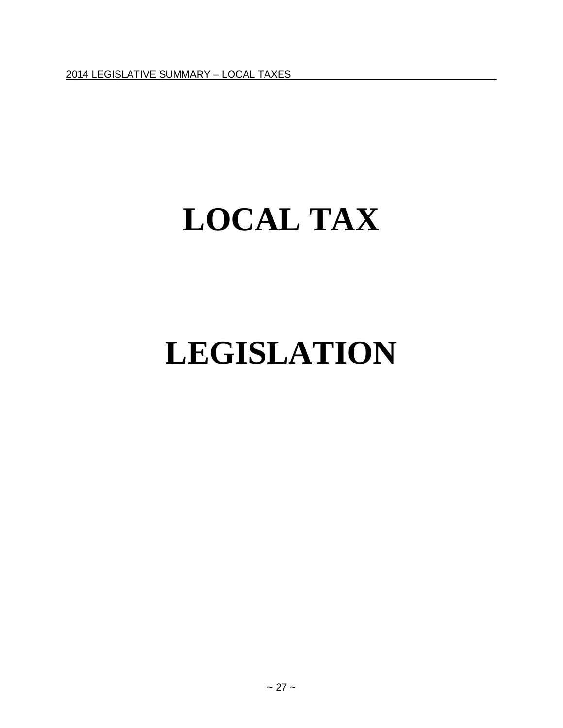# LOCAL TAX

# LEGISLATION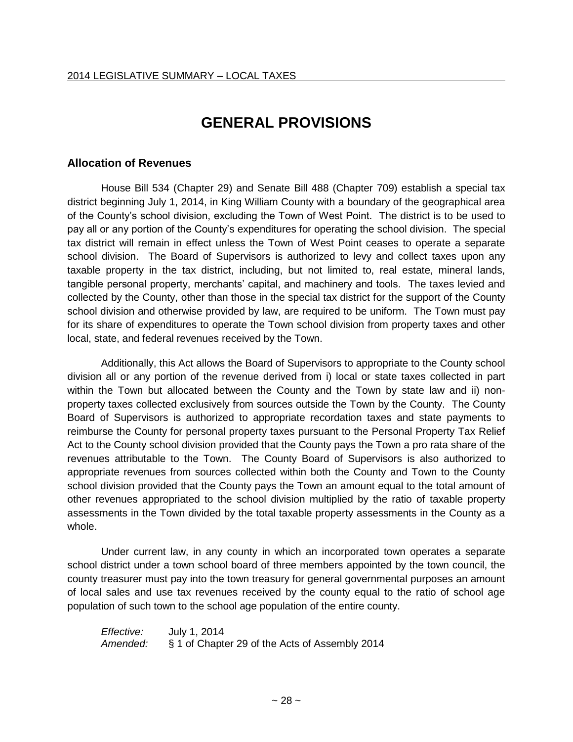# GENERAL PROVISIONS

## Allocation of Revenues

House Bill 534 (Chapter 29) and Senate Bill 488 (Chapter 709) establish a special tax district beginning July 1, 2014, in King William County with a boundary of the geographical area of the County's school division, excluding the Town of West Point. The district is to be used to pay all or any portion of the County's expenditures for operating the school division. The special tax district will remain in effect unless the Town of West Point ceases to operate a separate school division. The Board of Supervisors is authorized to levy and collect taxes upon any taxable property in the tax district, including, but not limited to, real estate, mineral lands, tangible personal property, merchants' capital, and machinery and tools. The taxes levied and collected by the County, other than those in the special tax district for the support of the County school division and otherwise provided by law, are required to be uniform. The Town must pay for its share of expenditures to operate the Town school division from property taxes and other local, state, and federal revenues received by the Town.

Additionally, this Act allows the Board of Supervisors to appropriate to the County school division all or any portion of the revenue derived from i) local or state taxes collected in part within the Town but allocated between the County and the Town by state law and ii) non-property taxes collected exclusively from sources outside the Town by the County. The County Board of Supervisors is authorized to appropriate recordation taxes and state payments to reimburse the County for personal property taxes pursuant to the Personal Property Tax Relief Act to the County school division provided that the County pays the Town a pro rata share of the revenues attributable to the Town. The County Board of Supervisors is also authorized to appropriate revenues from sources collected within both the County and Town to the County school division provided that the County pays the Town an amount equal to the total amount of other revenues appropriated to the school division multiplied by the ratio of taxable property assessments in the Town divided by the total taxable property assessments in the County as a whole.

Under current law, in any county in which an incorporated town operates a separate school district under a town school board of three members appointed by the town council, the county treasurer must pay into the town treasury for general governmental purposes an amount of local sales and use tax revenues received by the county equal to the ratio of school age population of such town to the school age population of the entire county.

*Effective:* July 1, 2014
*Amended:* § 1 of Chapter 29 of the Acts of Assembly 2014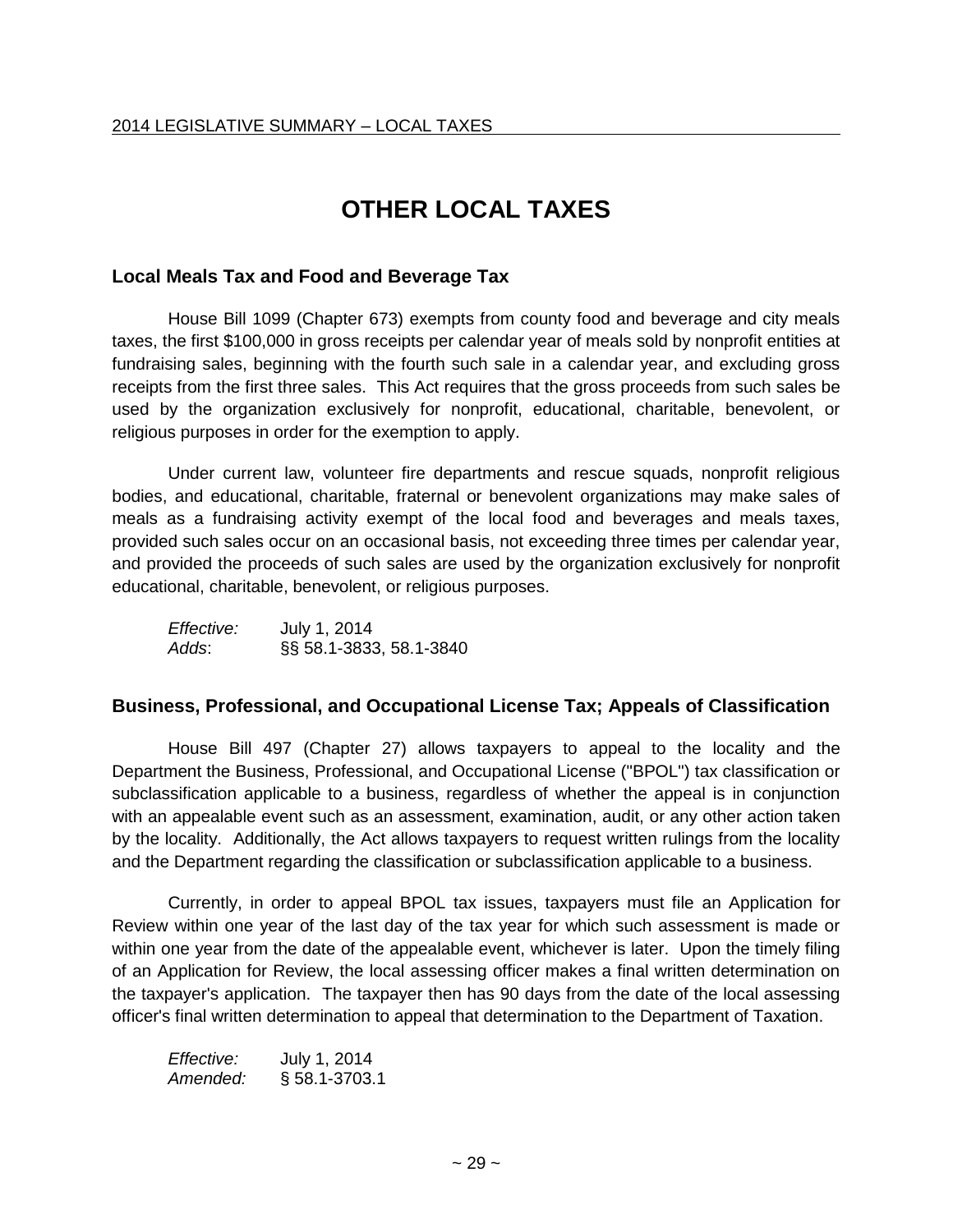# OTHER LOCAL TAXES

## Local Meals Tax and Food and Beverage Tax

House Bill 1099 (Chapter 673) exempts from county food and beverage and city meals taxes, the first $100,000 in gross receipts per calendar year of meals sold by nonprofit entities at fundraising sales, beginning with the fourth such sale in a calendar year, and excluding gross receipts from the first three sales. This Act requires that the gross proceeds from such sales be used by the organization exclusively for nonprofit, educational, charitable, benevolent, or religious purposes in order for the exemption to apply.

Under current law, volunteer fire departments and rescue squads, nonprofit religious bodies, and educational, charitable, fraternal or benevolent organizations may make sales of meals as a fundraising activity exempt of the local food and beverages and meals taxes, provided such sales occur on an occasional basis, not exceeding three times per calendar year, and provided the proceeds of such sales are used by the organization exclusively for nonprofit educational, charitable, benevolent, or religious purposes.

*Effective:* July 1, 2014
*Adds*: §§ 58.1-3833, 58.1-3840

## Business, Professional, and Occupational License Tax; Appeals of Classification

House Bill 497 (Chapter 27) allows taxpayers to appeal to the locality and the Department the Business, Professional, and Occupational License ("BPOL") tax classification or subclassification applicable to a business, regardless of whether the appeal is in conjunction with an appealable event such as an assessment, examination, audit, or any other action taken by the locality. Additionally, the Act allows taxpayers to request written rulings from the locality and the Department regarding the classification or subclassification applicable to a business.

Currently, in order to appeal BPOL tax issues, taxpayers must file an Application for Review within one year of the last day of the tax year for which such assessment is made or within one year from the date of the appealable event, whichever is later. Upon the timely filing of an Application for Review, the local assessing officer makes a final written determination on the taxpayer's application. The taxpayer then has 90 days from the date of the local assessing officer's final written determination to appeal that determination to the Department of Taxation.

*Effective:* July 1, 2014
*Amended:* § 58.1-3703.1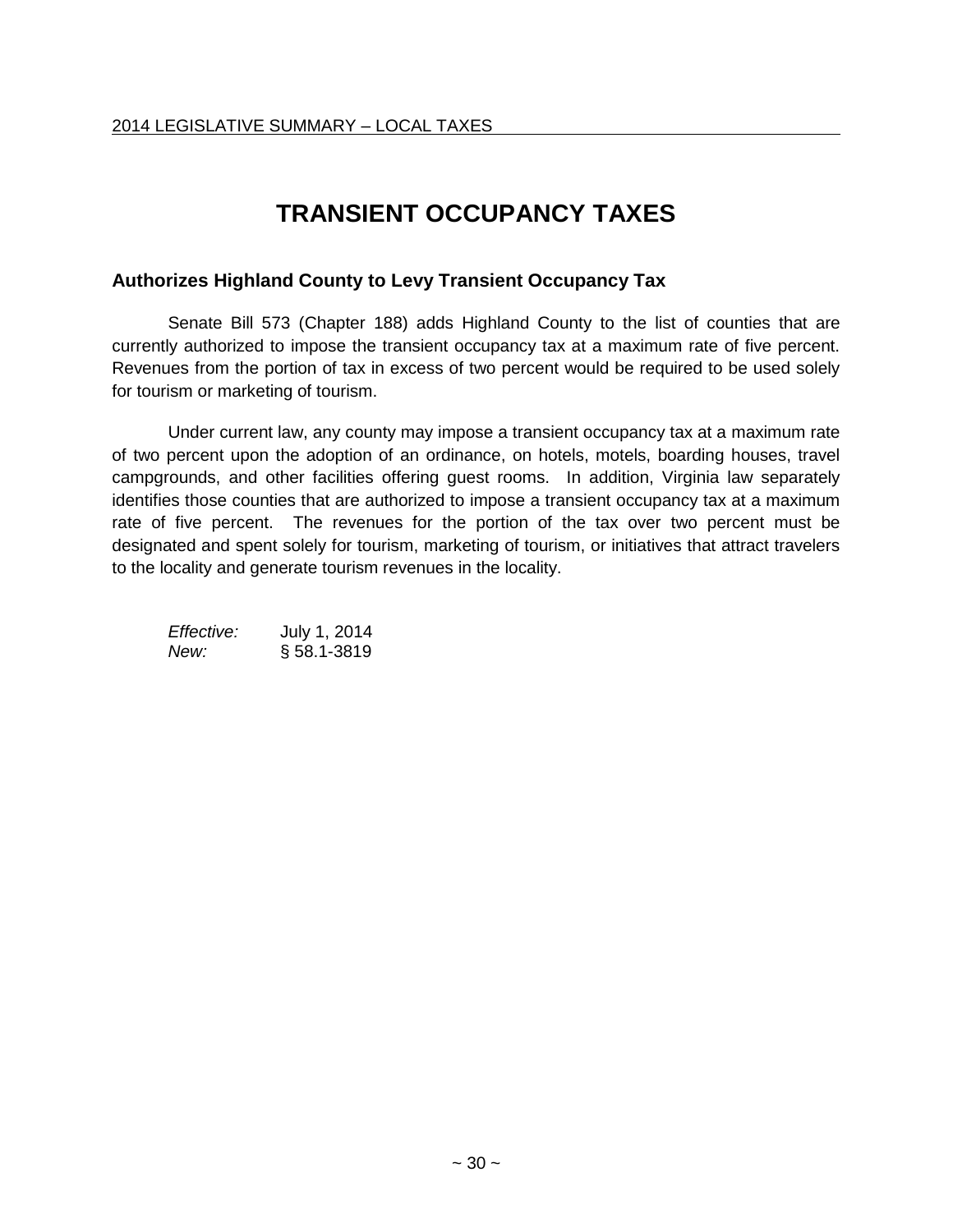# TRANSIENT OCCUPANCY TAXES

## Authorizes Highland County to Levy Transient Occupancy Tax

Senate Bill 573 (Chapter 188) adds Highland County to the list of counties that are currently authorized to impose the transient occupancy tax at a maximum rate of five percent. Revenues from the portion of tax in excess of two percent would be required to be used solely for tourism or marketing of tourism.

Under current law, any county may impose a transient occupancy tax at a maximum rate of two percent upon the adoption of an ordinance, on hotels, motels, boarding houses, travel campgrounds, and other facilities offering guest rooms. In addition, Virginia law separately identifies those counties that are authorized to impose a transient occupancy tax at a maximum rate of five percent. The revenues for the portion of the tax over two percent must be designated and spent solely for tourism, marketing of tourism, or initiatives that attract travelers to the locality and generate tourism revenues in the locality.

*Effective:* July 1, 2014
*New:* § 58.1-3819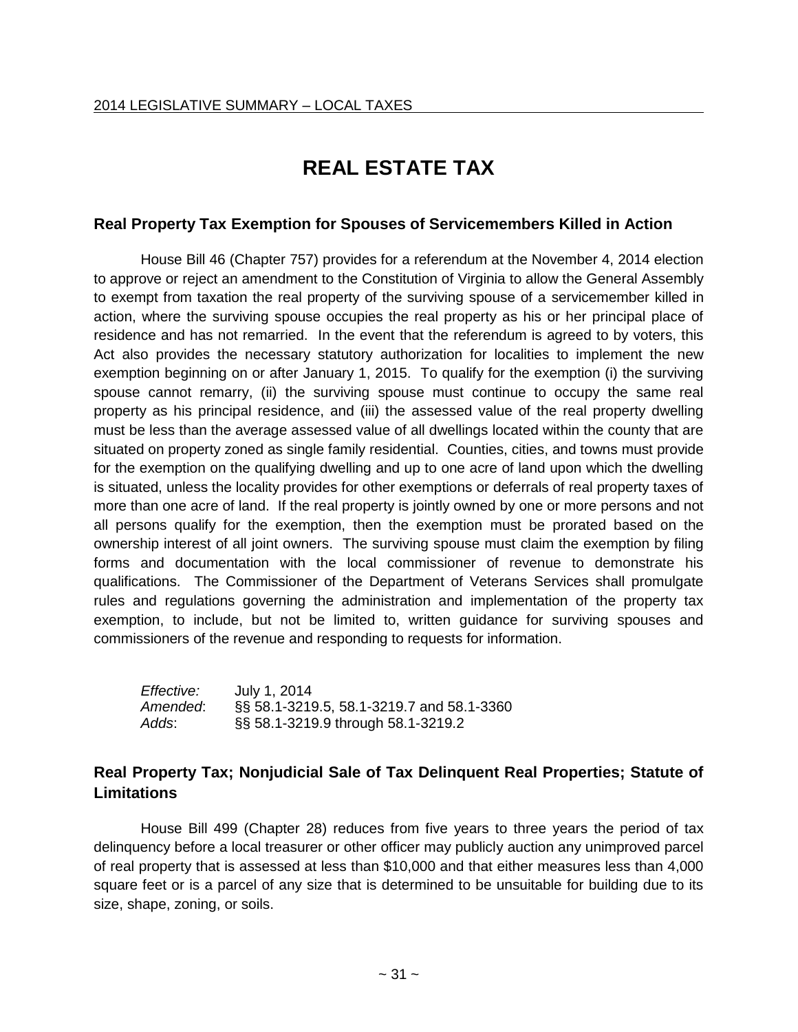# REAL ESTATE TAX

## Real Property Tax Exemption for Spouses of Servicemembers Killed in Action

House Bill 46 (Chapter 757) provides for a referendum at the November 4, 2014 election to approve or reject an amendment to the Constitution of Virginia to allow the General Assembly to exempt from taxation the real property of the surviving spouse of a servicemember killed in action, where the surviving spouse occupies the real property as his or her principal place of residence and has not remarried. In the event that the referendum is agreed to by voters, this Act also provides the necessary statutory authorization for localities to implement the new exemption beginning on or after January 1, 2015. To qualify for the exemption (i) the surviving spouse cannot remarry, (ii) the surviving spouse must continue to occupy the same real property as his principal residence, and (iii) the assessed value of the real property dwelling must be less than the average assessed value of all dwellings located within the county that are situated on property zoned as single family residential. Counties, cities, and towns must provide for the exemption on the qualifying dwelling and up to one acre of land upon which the dwelling is situated, unless the locality provides for other exemptions or deferrals of real property taxes of more than one acre of land. If the real property is jointly owned by one or more persons and not all persons qualify for the exemption, then the exemption must be prorated based on the ownership interest of all joint owners. The surviving spouse must claim the exemption by filing forms and documentation with the local commissioner of revenue to demonstrate his qualifications. The Commissioner of the Department of Veterans Services shall promulgate rules and regulations governing the administration and implementation of the property tax exemption, to include, but not be limited to, written guidance for surviving spouses and commissioners of the revenue and responding to requests for information.

| | |
|---|---|
| *Effective:* | July 1, 2014 |
| *Amended*: | §§ 58.1-3219.5, 58.1-3219.7 and 58.1-3360 |
| *Adds*: | §§ 58.1-3219.9 through 58.1-3219.2 |

## Real Property Tax; Nonjudicial Sale of Tax Delinquent Real Properties; Statute of Limitations

House Bill 499 (Chapter 28) reduces from five years to three years the period of tax delinquency before a local treasurer or other officer may publicly auction any unimproved parcel of real property that is assessed at less than $10,000 and that either measures less than 4,000 square feet or is a parcel of any size that is determined to be unsuitable for building due to its size, shape, zoning, or soils.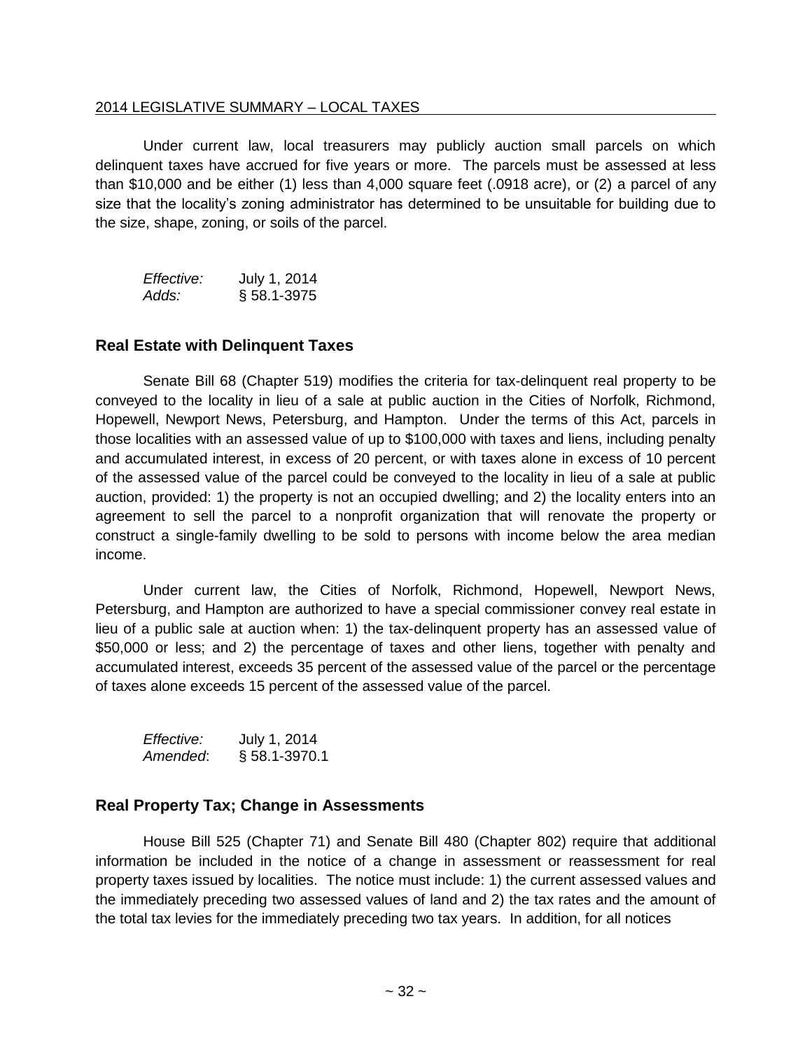Under current law, local treasurers may publicly auction small parcels on which delinquent taxes have accrued for five years or more. The parcels must be assessed at less than $10,000 and be either (1) less than 4,000 square feet (.0918 acre), or (2) a parcel of any size that the locality's zoning administrator has determined to be unsuitable for building due to the size, shape, zoning, or soils of the parcel.

*Effective:* July 1, 2014
*Adds:* § 58.1-3975

## Real Estate with Delinquent Taxes

Senate Bill 68 (Chapter 519) modifies the criteria for tax-delinquent real property to be conveyed to the locality in lieu of a sale at public auction in the Cities of Norfolk, Richmond, Hopewell, Newport News, Petersburg, and Hampton. Under the terms of this Act, parcels in those localities with an assessed value of up to $100,000 with taxes and liens, including penalty and accumulated interest, in excess of 20 percent, or with taxes alone in excess of 10 percent of the assessed value of the parcel could be conveyed to the locality in lieu of a sale at public auction, provided: 1) the property is not an occupied dwelling; and 2) the locality enters into an agreement to sell the parcel to a nonprofit organization that will renovate the property or construct a single-family dwelling to be sold to persons with income below the area median income.

Under current law, the Cities of Norfolk, Richmond, Hopewell, Newport News, Petersburg, and Hampton are authorized to have a special commissioner convey real estate in lieu of a public sale at auction when: 1) the tax-delinquent property has an assessed value of $50,000 or less; and 2) the percentage of taxes and other liens, together with penalty and accumulated interest, exceeds 35 percent of the assessed value of the parcel or the percentage of taxes alone exceeds 15 percent of the assessed value of the parcel.

*Effective:* July 1, 2014
*Amended*: § 58.1-3970.1

## Real Property Tax; Change in Assessments

House Bill 525 (Chapter 71) and Senate Bill 480 (Chapter 802) require that additional information be included in the notice of a change in assessment or reassessment for real property taxes issued by localities. The notice must include: 1) the current assessed values and the immediately preceding two assessed values of land and 2) the tax rates and the amount of the total tax levies for the immediately preceding two tax years. In addition, for all notices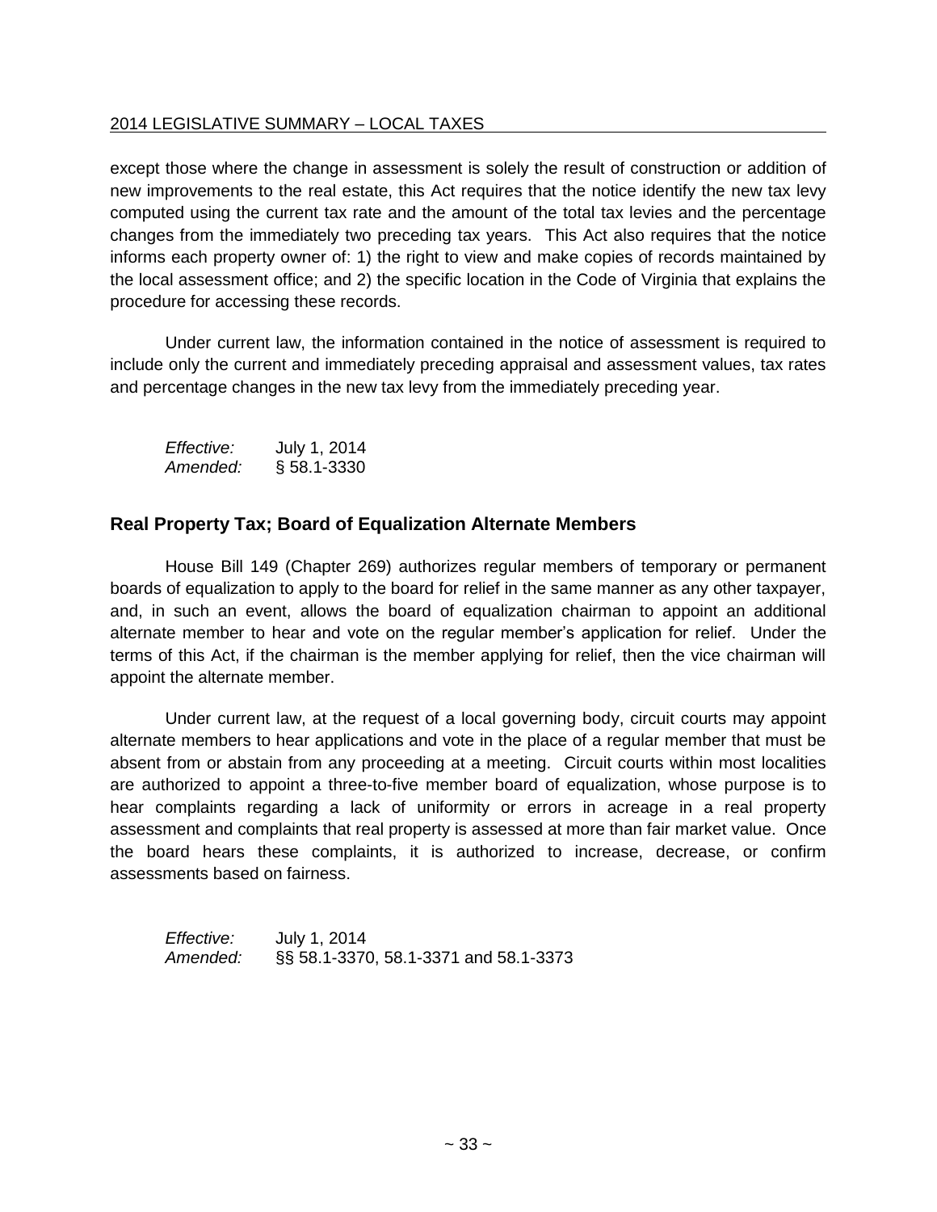except those where the change in assessment is solely the result of construction or addition of new improvements to the real estate, this Act requires that the notice identify the new tax levy computed using the current tax rate and the amount of the total tax levies and the percentage changes from the immediately two preceding tax years. This Act also requires that the notice informs each property owner of: 1) the right to view and make copies of records maintained by the local assessment office; and 2) the specific location in the Code of Virginia that explains the procedure for accessing these records.

Under current law, the information contained in the notice of assessment is required to include only the current and immediately preceding appraisal and assessment values, tax rates and percentage changes in the new tax levy from the immediately preceding year.

*Effective:* July 1, 2014
*Amended:* § 58.1-3330

## Real Property Tax; Board of Equalization Alternate Members

House Bill 149 (Chapter 269) authorizes regular members of temporary or permanent boards of equalization to apply to the board for relief in the same manner as any other taxpayer, and, in such an event, allows the board of equalization chairman to appoint an additional alternate member to hear and vote on the regular member's application for relief. Under the terms of this Act, if the chairman is the member applying for relief, then the vice chairman will appoint the alternate member.

Under current law, at the request of a local governing body, circuit courts may appoint alternate members to hear applications and vote in the place of a regular member that must be absent from or abstain from any proceeding at a meeting. Circuit courts within most localities are authorized to appoint a three-to-five member board of equalization, whose purpose is to hear complaints regarding a lack of uniformity or errors in acreage in a real property assessment and complaints that real property is assessed at more than fair market value. Once the board hears these complaints, it is authorized to increase, decrease, or confirm assessments based on fairness.

*Effective:* July 1, 2014
*Amended:* §§ 58.1-3370, 58.1-3371 and 58.1-3373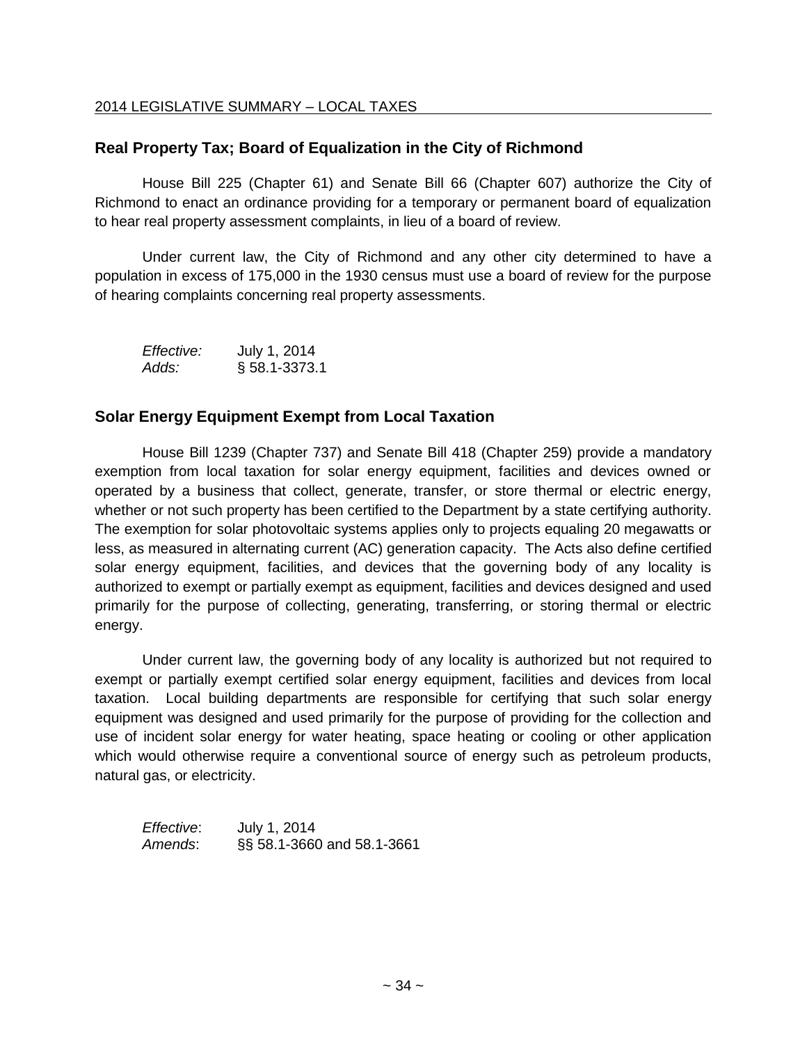## Real Property Tax; Board of Equalization in the City of Richmond

House Bill 225 (Chapter 61) and Senate Bill 66 (Chapter 607) authorize the City of Richmond to enact an ordinance providing for a temporary or permanent board of equalization to hear real property assessment complaints, in lieu of a board of review.

Under current law, the City of Richmond and any other city determined to have a population in excess of 175,000 in the 1930 census must use a board of review for the purpose of hearing complaints concerning real property assessments.

*Effective:* July 1, 2014
*Adds:* § 58.1-3373.1

## Solar Energy Equipment Exempt from Local Taxation

House Bill 1239 (Chapter 737) and Senate Bill 418 (Chapter 259) provide a mandatory exemption from local taxation for solar energy equipment, facilities and devices owned or operated by a business that collect, generate, transfer, or store thermal or electric energy, whether or not such property has been certified to the Department by a state certifying authority. The exemption for solar photovoltaic systems applies only to projects equaling 20 megawatts or less, as measured in alternating current (AC) generation capacity. The Acts also define certified solar energy equipment, facilities, and devices that the governing body of any locality is authorized to exempt or partially exempt as equipment, facilities and devices designed and used primarily for the purpose of collecting, generating, transferring, or storing thermal or electric energy.

Under current law, the governing body of any locality is authorized but not required to exempt or partially exempt certified solar energy equipment, facilities and devices from local taxation. Local building departments are responsible for certifying that such solar energy equipment was designed and used primarily for the purpose of providing for the collection and use of incident solar energy for water heating, space heating or cooling or other application which would otherwise require a conventional source of energy such as petroleum products, natural gas, or electricity.

*Effective*: July 1, 2014
*Amends*: §§ 58.1-3660 and 58.1-3661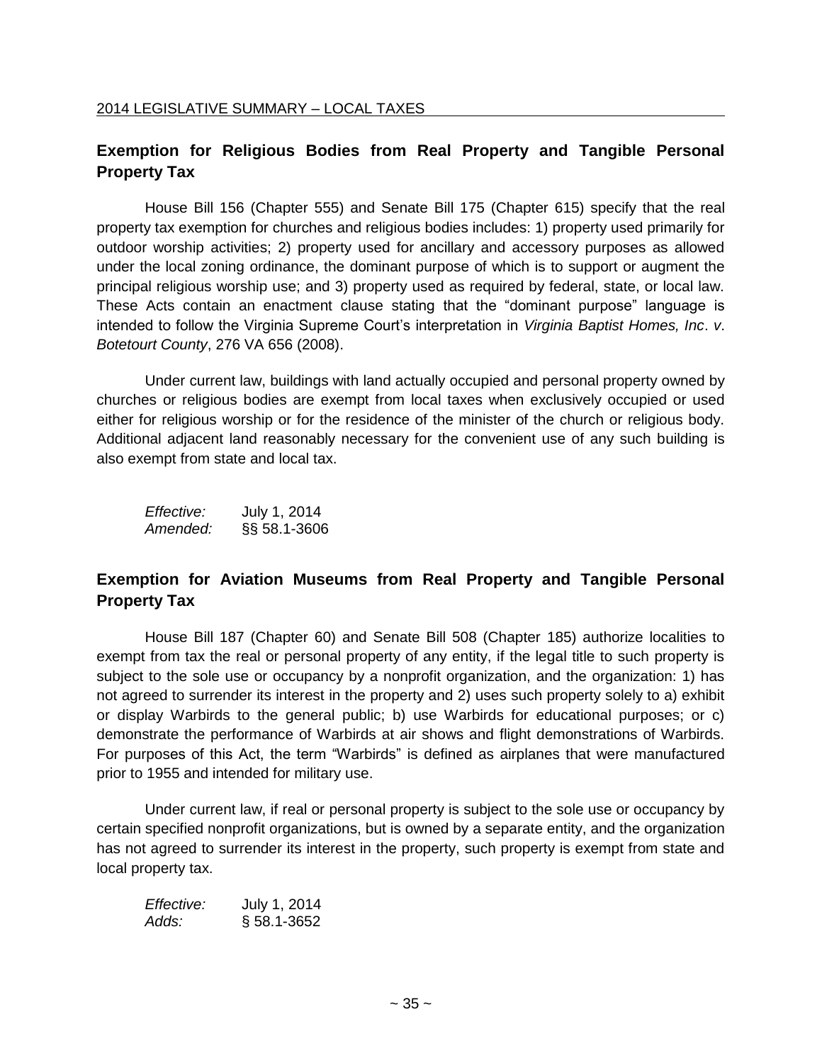## Exemption for Religious Bodies from Real Property and Tangible Personal Property Tax

House Bill 156 (Chapter 555) and Senate Bill 175 (Chapter 615) specify that the real property tax exemption for churches and religious bodies includes: 1) property used primarily for outdoor worship activities; 2) property used for ancillary and accessory purposes as allowed under the local zoning ordinance, the dominant purpose of which is to support or augment the principal religious worship use; and 3) property used as required by federal, state, or local law. These Acts contain an enactment clause stating that the "dominant purpose" language is intended to follow the Virginia Supreme Court's interpretation in *Virginia Baptist Homes, Inc*. *v*. *Botetourt County*, 276 VA 656 (2008).

Under current law, buildings with land actually occupied and personal property owned by churches or religious bodies are exempt from local taxes when exclusively occupied or used either for religious worship or for the residence of the minister of the church or religious body. Additional adjacent land reasonably necessary for the convenient use of any such building is also exempt from state and local tax.

*Effective:* July 1, 2014
*Amended:* §§ 58.1-3606

## Exemption for Aviation Museums from Real Property and Tangible Personal Property Tax

House Bill 187 (Chapter 60) and Senate Bill 508 (Chapter 185) authorize localities to exempt from tax the real or personal property of any entity, if the legal title to such property is subject to the sole use or occupancy by a nonprofit organization, and the organization: 1) has not agreed to surrender its interest in the property and 2) uses such property solely to a) exhibit or display Warbirds to the general public; b) use Warbirds for educational purposes; or c) demonstrate the performance of Warbirds at air shows and flight demonstrations of Warbirds. For purposes of this Act, the term "Warbirds" is defined as airplanes that were manufactured prior to 1955 and intended for military use.

Under current law, if real or personal property is subject to the sole use or occupancy by certain specified nonprofit organizations, but is owned by a separate entity, and the organization has not agreed to surrender its interest in the property, such property is exempt from state and local property tax.

*Effective:* July 1, 2014
*Adds:* § 58.1-3652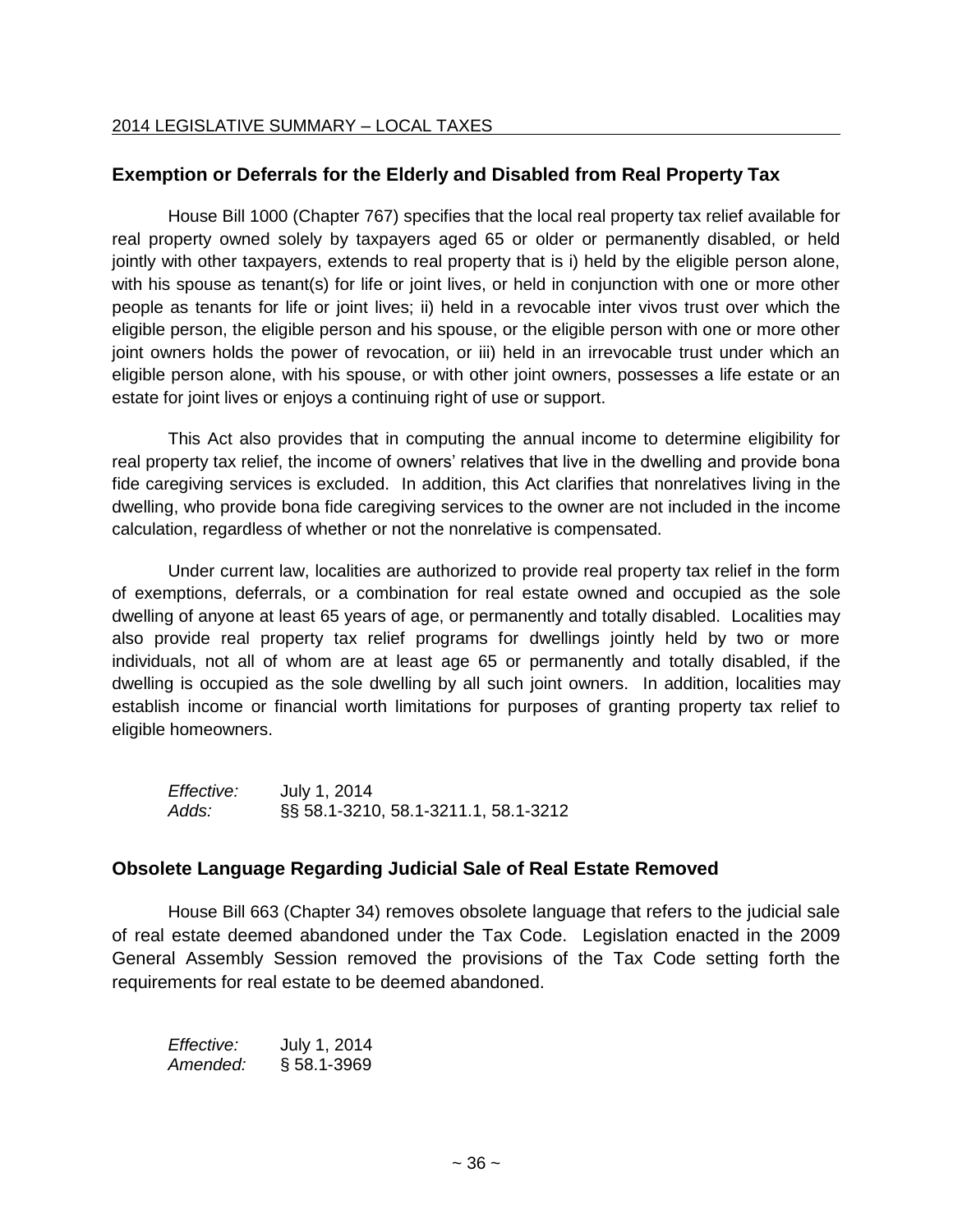## Exemption or Deferrals for the Elderly and Disabled from Real Property Tax

House Bill 1000 (Chapter 767) specifies that the local real property tax relief available for real property owned solely by taxpayers aged 65 or older or permanently disabled, or held jointly with other taxpayers, extends to real property that is i) held by the eligible person alone, with his spouse as tenant(s) for life or joint lives, or held in conjunction with one or more other people as tenants for life or joint lives; ii) held in a revocable inter vivos trust over which the eligible person, the eligible person and his spouse, or the eligible person with one or more other joint owners holds the power of revocation, or iii) held in an irrevocable trust under which an eligible person alone, with his spouse, or with other joint owners, possesses a life estate or an estate for joint lives or enjoys a continuing right of use or support.

This Act also provides that in computing the annual income to determine eligibility for real property tax relief, the income of owners' relatives that live in the dwelling and provide bona fide caregiving services is excluded. In addition, this Act clarifies that nonrelatives living in the dwelling, who provide bona fide caregiving services to the owner are not included in the income calculation, regardless of whether or not the nonrelative is compensated.

Under current law, localities are authorized to provide real property tax relief in the form of exemptions, deferrals, or a combination for real estate owned and occupied as the sole dwelling of anyone at least 65 years of age, or permanently and totally disabled. Localities may also provide real property tax relief programs for dwellings jointly held by two or more individuals, not all of whom are at least age 65 or permanently and totally disabled, if the dwelling is occupied as the sole dwelling by all such joint owners. In addition, localities may establish income or financial worth limitations for purposes of granting property tax relief to eligible homeowners.

*Effective:* July 1, 2014
*Adds:* §§ 58.1-3210, 58.1-3211.1, 58.1-3212

## Obsolete Language Regarding Judicial Sale of Real Estate Removed

House Bill 663 (Chapter 34) removes obsolete language that refers to the judicial sale of real estate deemed abandoned under the Tax Code. Legislation enacted in the 2009 General Assembly Session removed the provisions of the Tax Code setting forth the requirements for real estate to be deemed abandoned.

*Effective:* July 1, 2014
*Amended:* § 58.1-3969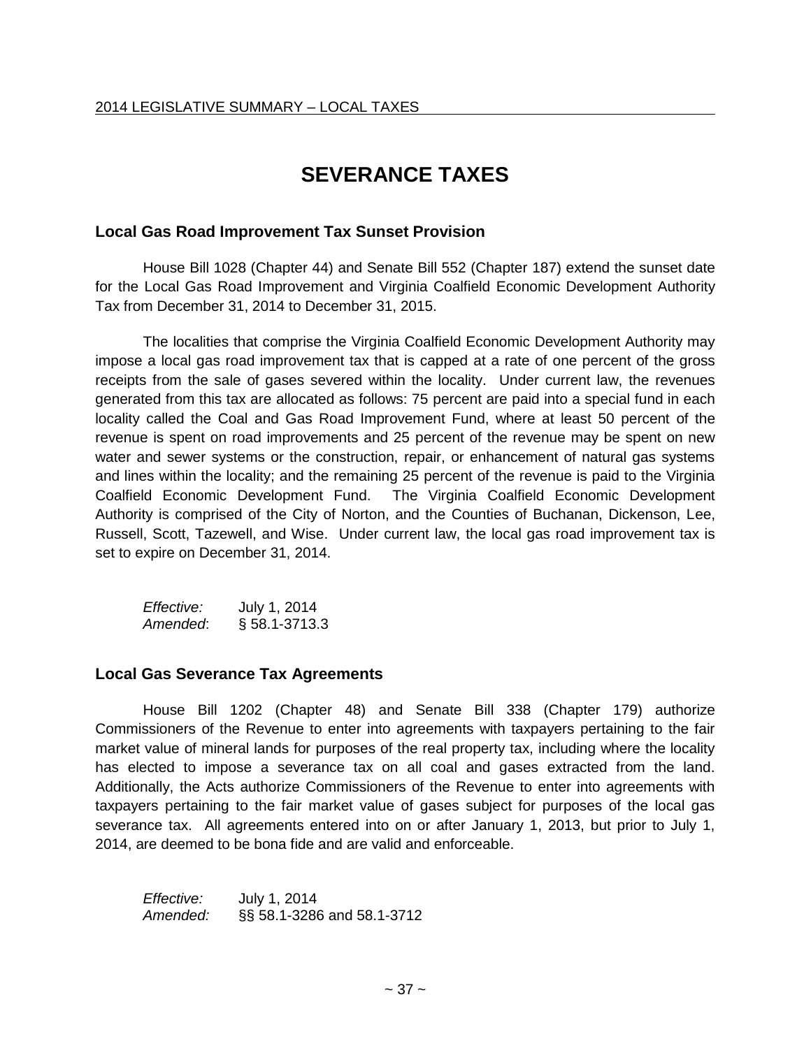# SEVERANCE TAXES

## Local Gas Road Improvement Tax Sunset Provision

House Bill 1028 (Chapter 44) and Senate Bill 552 (Chapter 187) extend the sunset date for the Local Gas Road Improvement and Virginia Coalfield Economic Development Authority Tax from December 31, 2014 to December 31, 2015.

The localities that comprise the Virginia Coalfield Economic Development Authority may impose a local gas road improvement tax that is capped at a rate of one percent of the gross receipts from the sale of gases severed within the locality. Under current law, the revenues generated from this tax are allocated as follows: 75 percent are paid into a special fund in each locality called the Coal and Gas Road Improvement Fund, where at least 50 percent of the revenue is spent on road improvements and 25 percent of the revenue may be spent on new water and sewer systems or the construction, repair, or enhancement of natural gas systems and lines within the locality; and the remaining 25 percent of the revenue is paid to the Virginia Coalfield Economic Development Fund. The Virginia Coalfield Economic Development Authority is comprised of the City of Norton, and the Counties of Buchanan, Dickenson, Lee, Russell, Scott, Tazewell, and Wise. Under current law, the local gas road improvement tax is set to expire on December 31, 2014.

*Effective:* July 1, 2014
*Amended*: § 58.1-3713.3

## Local Gas Severance Tax Agreements

House Bill 1202 (Chapter 48) and Senate Bill 338 (Chapter 179) authorize Commissioners of the Revenue to enter into agreements with taxpayers pertaining to the fair market value of mineral lands for purposes of the real property tax, including where the locality has elected to impose a severance tax on all coal and gases extracted from the land. Additionally, the Acts authorize Commissioners of the Revenue to enter into agreements with taxpayers pertaining to the fair market value of gases subject for purposes of the local gas severance tax. All agreements entered into on or after January 1, 2013, but prior to July 1, 2014, are deemed to be bona fide and are valid and enforceable.

*Effective:* July 1, 2014
*Amended:* §§ 58.1-3286 and 58.1-3712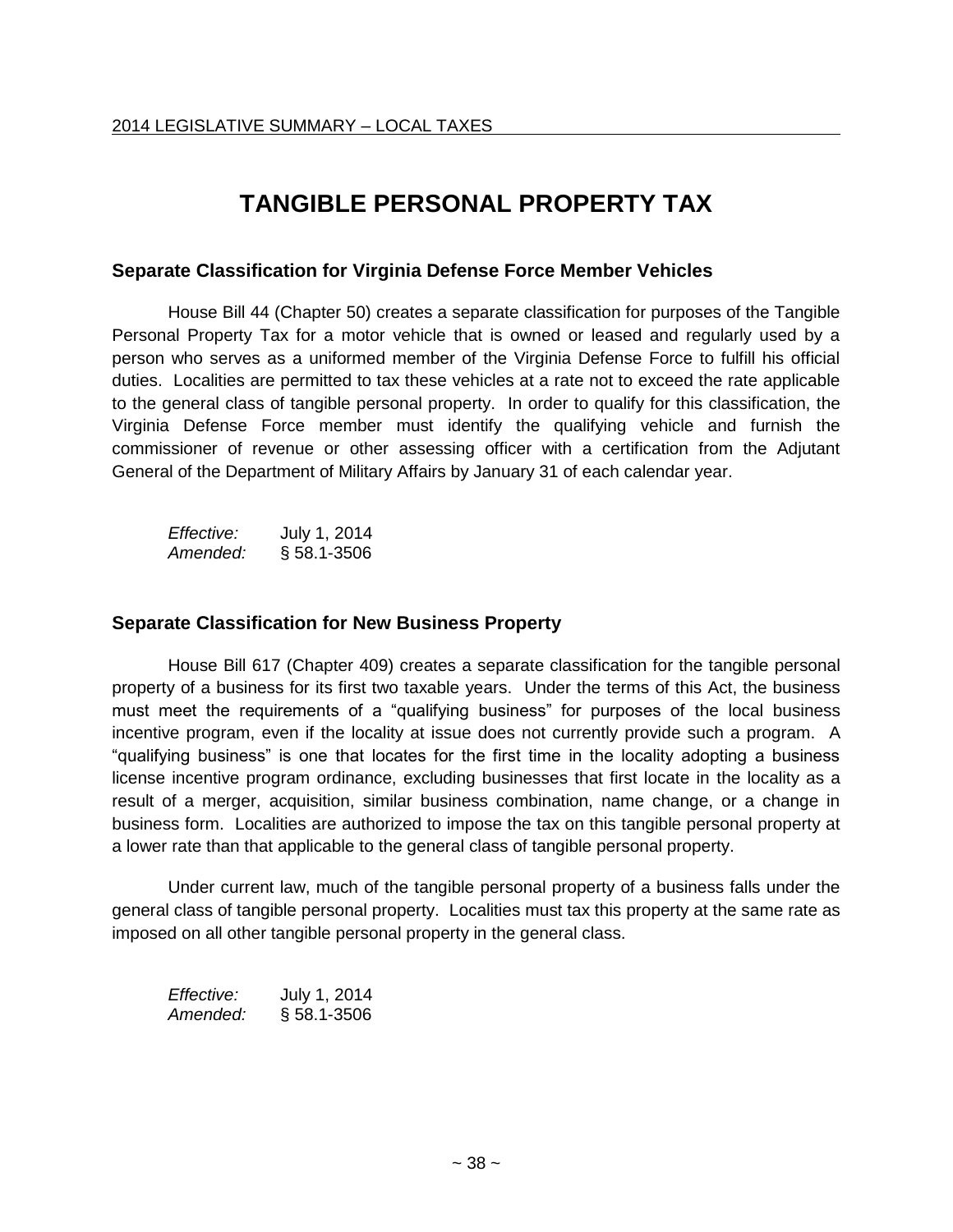# TANGIBLE PERSONAL PROPERTY TAX

### Separate Classification for Virginia Defense Force Member Vehicles

House Bill 44 (Chapter 50) creates a separate classification for purposes of the Tangible Personal Property Tax for a motor vehicle that is owned or leased and regularly used by a person who serves as a uniformed member of the Virginia Defense Force to fulfill his official duties. Localities are permitted to tax these vehicles at a rate not to exceed the rate applicable to the general class of tangible personal property. In order to qualify for this classification, the Virginia Defense Force member must identify the qualifying vehicle and furnish the commissioner of revenue or other assessing officer with a certification from the Adjutant General of the Department of Military Affairs by January 31 of each calendar year.

*Effective:* July 1, 2014
*Amended:* § 58.1-3506

### Separate Classification for New Business Property

House Bill 617 (Chapter 409) creates a separate classification for the tangible personal property of a business for its first two taxable years. Under the terms of this Act, the business must meet the requirements of a "qualifying business" for purposes of the local business incentive program, even if the locality at issue does not currently provide such a program. A "qualifying business" is one that locates for the first time in the locality adopting a business license incentive program ordinance, excluding businesses that first locate in the locality as a result of a merger, acquisition, similar business combination, name change, or a change in business form. Localities are authorized to impose the tax on this tangible personal property at a lower rate than that applicable to the general class of tangible personal property.

Under current law, much of the tangible personal property of a business falls under the general class of tangible personal property. Localities must tax this property at the same rate as imposed on all other tangible personal property in the general class.

*Effective:* July 1, 2014
*Amended:* § 58.1-3506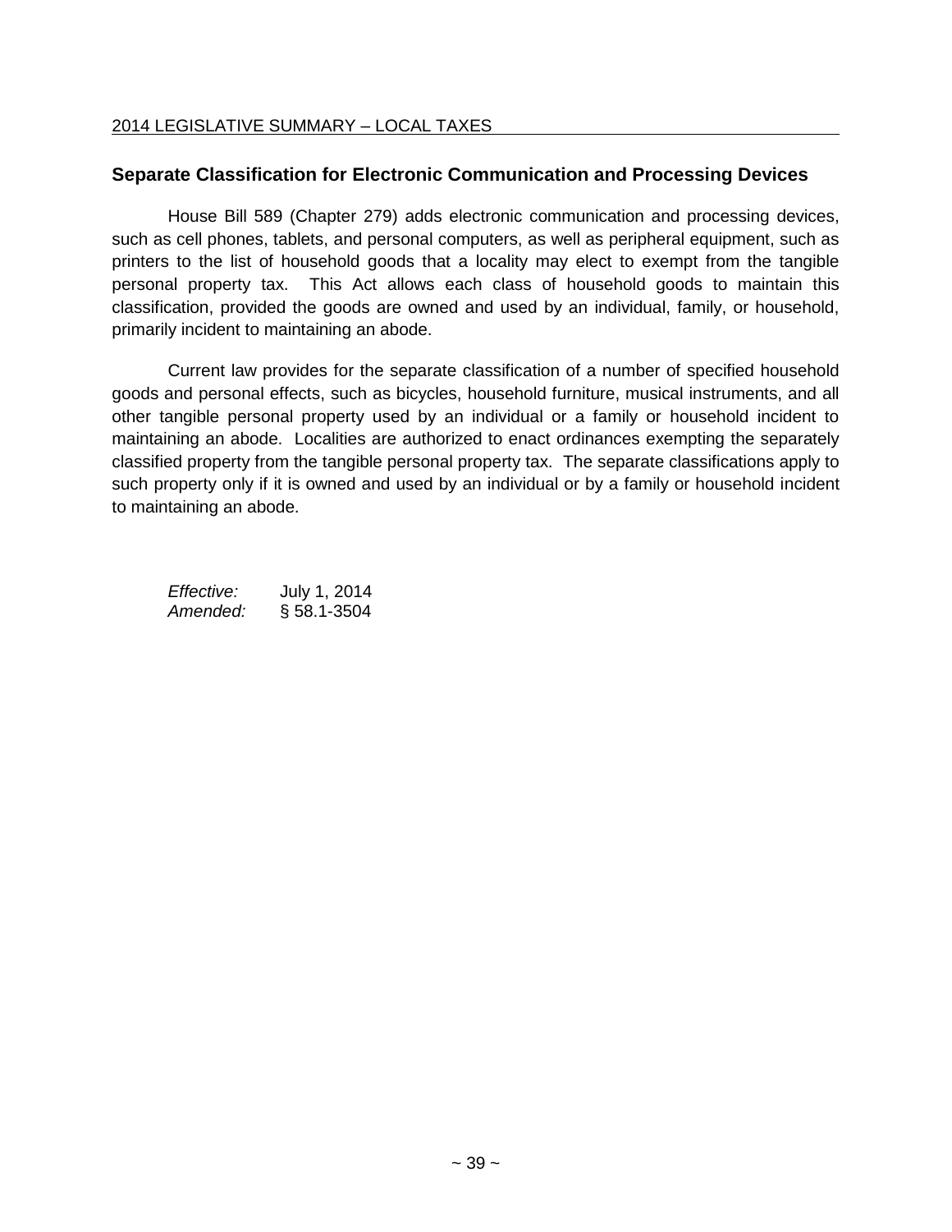## Separate Classification for Electronic Communication and Processing Devices

House Bill 589 (Chapter 279) adds electronic communication and processing devices, such as cell phones, tablets, and personal computers, as well as peripheral equipment, such as printers to the list of household goods that a locality may elect to exempt from the tangible personal property tax. This Act allows each class of household goods to maintain this classification, provided the goods are owned and used by an individual, family, or household, primarily incident to maintaining an abode.

Current law provides for the separate classification of a number of specified household goods and personal effects, such as bicycles, household furniture, musical instruments, and all other tangible personal property used by an individual or a family or household incident to maintaining an abode. Localities are authorized to enact ordinances exempting the separately classified property from the tangible personal property tax. The separate classifications apply to such property only if it is owned and used by an individual or by a family or household incident to maintaining an abode.

*Effective:* July 1, 2014
*Amended:* § 58.1-3504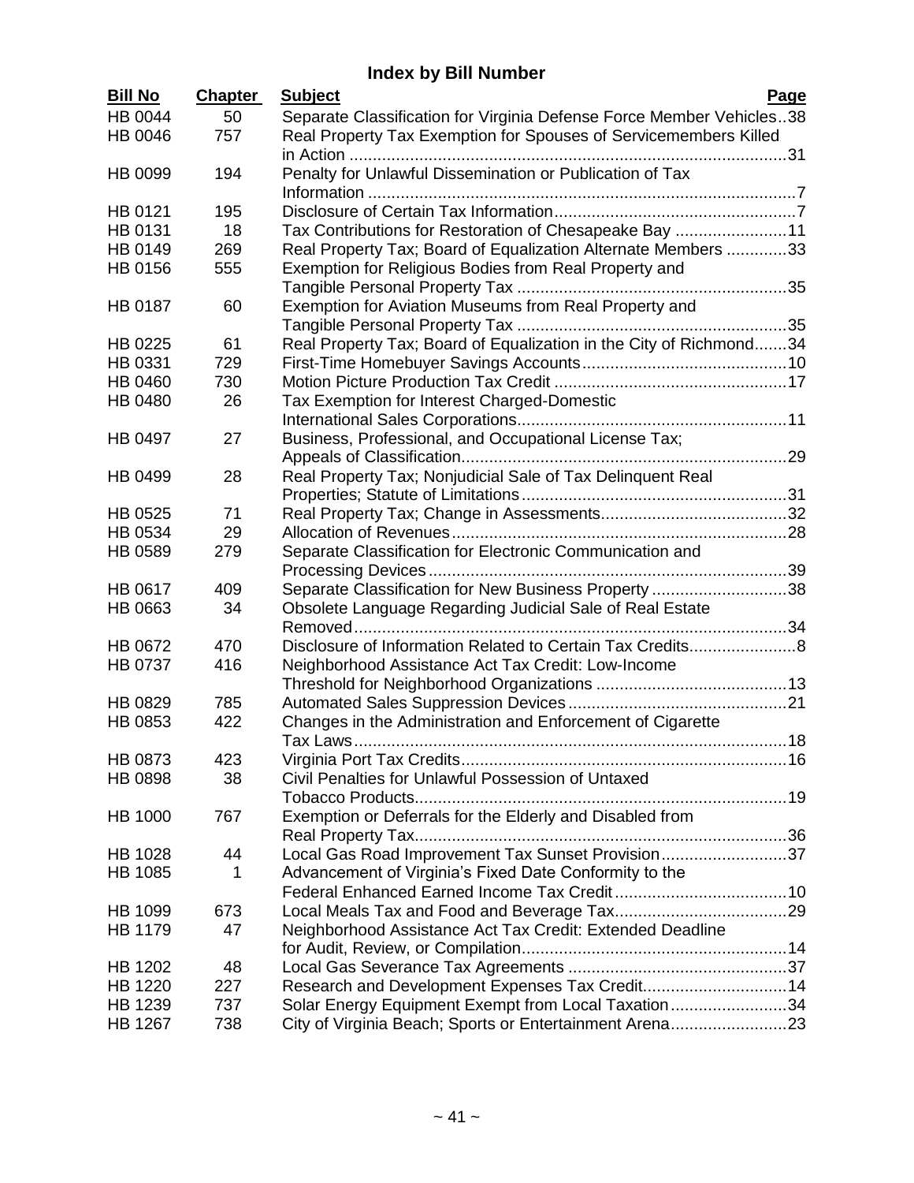## Index by Bill Number

| Bill No | Chapter | Subject | Page |
|---|---|---|---|
| HB 0044 | 50 | Separate Classification for Virginia Defense Force Member Vehicles | 38 |
| HB 0046 | 757 | Real Property Tax Exemption for Spouses of Servicemembers Killed in Action | 31 |
| HB 0099 | 194 | Penalty for Unlawful Dissemination or Publication of Tax Information | 7 |
| HB 0121 | 195 | Disclosure of Certain Tax Information | 7 |
| HB 0131 | 18 | Tax Contributions for Restoration of Chesapeake Bay | 11 |
| HB 0149 | 269 | Real Property Tax; Board of Equalization Alternate Members | 33 |
| HB 0156 | 555 | Exemption for Religious Bodies from Real Property and Tangible Personal Property Tax | 35 |
| HB 0187 | 60 | Exemption for Aviation Museums from Real Property and Tangible Personal Property Tax | 35 |
| HB 0225 | 61 | Real Property Tax; Board of Equalization in the City of Richmond | 34 |
| HB 0331 | 729 | First-Time Homebuyer Savings Accounts | 10 |
| HB 0460 | 730 | Motion Picture Production Tax Credit | 17 |
| HB 0480 | 26 | Tax Exemption for Interest Charged-Domestic International Sales Corporations | 11 |
| HB 0497 | 27 | Business, Professional, and Occupational License Tax; Appeals of Classification | 29 |
| HB 0499 | 28 | Real Property Tax; Nonjudicial Sale of Tax Delinquent Real Properties; Statute of Limitations | 31 |
| HB 0525 | 71 | Real Property Tax; Change in Assessments | 32 |
| HB 0534 | 29 | Allocation of Revenues | 28 |
| HB 0589 | 279 | Separate Classification for Electronic Communication and Processing Devices | 39 |
| HB 0617 | 409 | Separate Classification for New Business Property | 38 |
| HB 0663 | 34 | Obsolete Language Regarding Judicial Sale of Real Estate Removed | 34 |
| HB 0672 | 470 | Disclosure of Information Related to Certain Tax Credits | 8 |
| HB 0737 | 416 | Neighborhood Assistance Act Tax Credit: Low-Income Threshold for Neighborhood Organizations | 13 |
| HB 0829 | 785 | Automated Sales Suppression Devices | 21 |
| HB 0853 | 422 | Changes in the Administration and Enforcement of Cigarette Tax Laws | 18 |
| HB 0873 | 423 | Virginia Port Tax Credits | 16 |
| HB 0898 | 38 | Civil Penalties for Unlawful Possession of Untaxed Tobacco Products | 19 |
| HB 1000 | 767 | Exemption or Deferrals for the Elderly and Disabled from Real Property Tax | 36 |
| HB 1028 | 44 | Local Gas Road Improvement Tax Sunset Provision | 37 |
| HB 1085 | 1 | Advancement of Virginia's Fixed Date Conformity to the Federal Enhanced Earned Income Tax Credit | 10 |
| HB 1099 | 673 | Local Meals Tax and Food and Beverage Tax | 29 |
| HB 1179 | 47 | Neighborhood Assistance Act Tax Credit: Extended Deadline for Audit, Review, or Compilation | 14 |
| HB 1202 | 48 | Local Gas Severance Tax Agreements | 37 |
| HB 1220 | 227 | Research and Development Expenses Tax Credit | 14 |
| HB 1239 | 737 | Solar Energy Equipment Exempt from Local Taxation | 34 |
| HB 1267 | 738 | City of Virginia Beach; Sports or Entertainment Arena | 23 |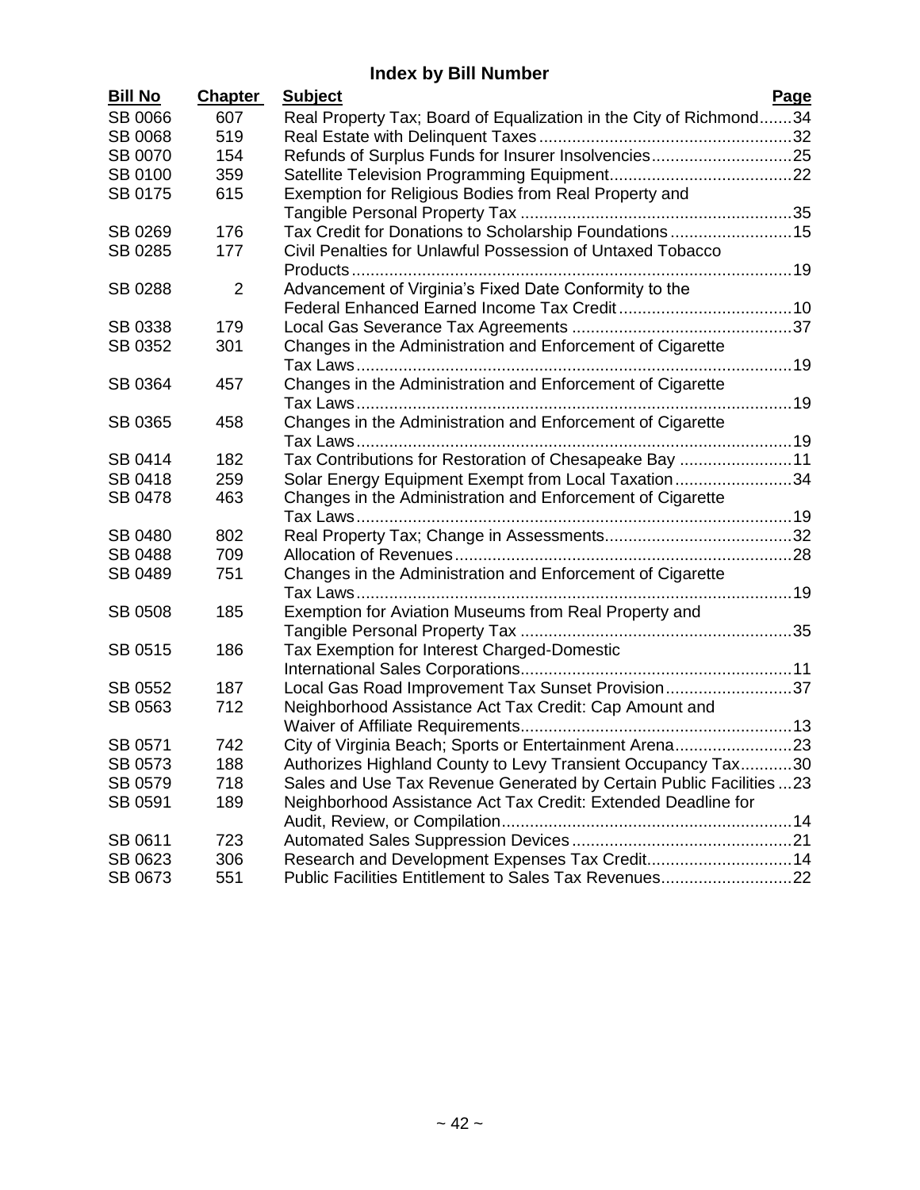## Index by Bill Number

| Bill No | Chapter | Subject | Page |
|---|---|---|---|
| SB 0066 | 607 | Real Property Tax; Board of Equalization in the City of Richmond | 34 |
| SB 0068 | 519 | Real Estate with Delinquent Taxes | 32 |
| SB 0070 | 154 | Refunds of Surplus Funds for Insurer Insolvencies | 25 |
| SB 0100 | 359 | Satellite Television Programming Equipment | 22 |
| SB 0175 | 615 | Exemption for Religious Bodies from Real Property and Tangible Personal Property Tax | 35 |
| SB 0269 | 176 | Tax Credit for Donations to Scholarship Foundations | 15 |
| SB 0285 | 177 | Civil Penalties for Unlawful Possession of Untaxed Tobacco Products | 19 |
| SB 0288 | 2 | Advancement of Virginia's Fixed Date Conformity to the Federal Enhanced Earned Income Tax Credit | 10 |
| SB 0338 | 179 | Local Gas Severance Tax Agreements | 37 |
| SB 0352 | 301 | Changes in the Administration and Enforcement of Cigarette Tax Laws | 19 |
| SB 0364 | 457 | Changes in the Administration and Enforcement of Cigarette Tax Laws | 19 |
| SB 0365 | 458 | Changes in the Administration and Enforcement of Cigarette Tax Laws | 19 |
| SB 0414 | 182 | Tax Contributions for Restoration of Chesapeake Bay | 11 |
| SB 0418 | 259 | Solar Energy Equipment Exempt from Local Taxation | 34 |
| SB 0478 | 463 | Changes in the Administration and Enforcement of Cigarette Tax Laws | 19 |
| SB 0480 | 802 | Real Property Tax; Change in Assessments | 32 |
| SB 0488 | 709 | Allocation of Revenues | 28 |
| SB 0489 | 751 | Changes in the Administration and Enforcement of Cigarette Tax Laws | 19 |
| SB 0508 | 185 | Exemption for Aviation Museums from Real Property and Tangible Personal Property Tax | 35 |
| SB 0515 | 186 | Tax Exemption for Interest Charged-Domestic International Sales Corporations | 11 |
| SB 0552 | 187 | Local Gas Road Improvement Tax Sunset Provision | 37 |
| SB 0563 | 712 | Neighborhood Assistance Act Tax Credit: Cap Amount and Waiver of Affiliate Requirements | 13 |
| SB 0571 | 742 | City of Virginia Beach; Sports or Entertainment Arena | 23 |
| SB 0573 | 188 | Authorizes Highland County to Levy Transient Occupancy Tax | 30 |
| SB 0579 | 718 | Sales and Use Tax Revenue Generated by Certain Public Facilities | 23 |
| SB 0591 | 189 | Neighborhood Assistance Act Tax Credit: Extended Deadline for Audit, Review, or Compilation | 14 |
| SB 0611 | 723 | Automated Sales Suppression Devices | 21 |
| SB 0623 | 306 | Research and Development Expenses Tax Credit | 14 |
| SB 0673 | 551 | Public Facilities Entitlement to Sales Tax Revenues | 22 |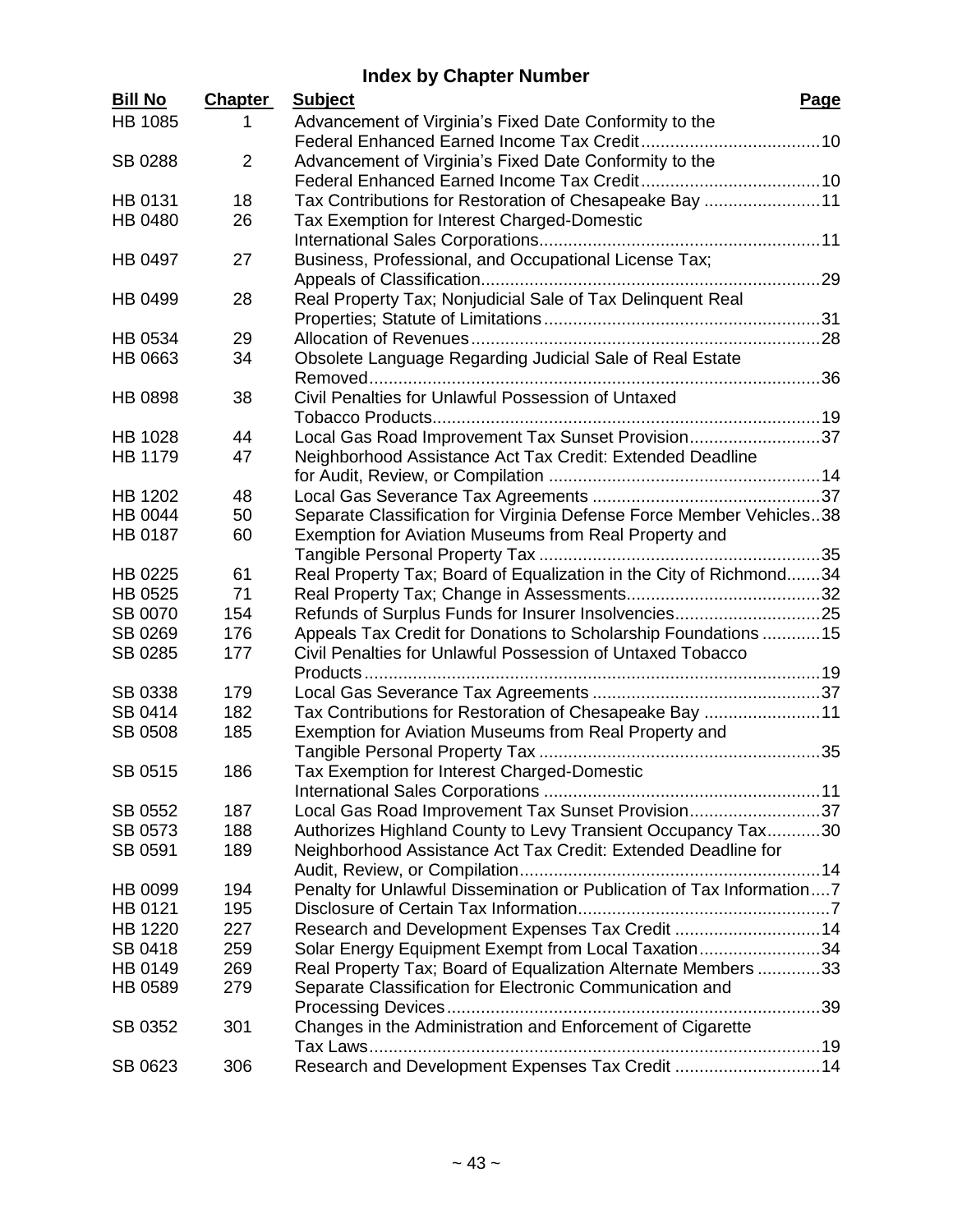## Index by Chapter Number

| Bill No | Chapter | Subject | Page |
|---|---|---|---|
| HB 1085 | 1 | Advancement of Virginia's Fixed Date Conformity to the Federal Enhanced Earned Income Tax Credit | 10 |
| SB 0288 | 2 | Advancement of Virginia's Fixed Date Conformity to the Federal Enhanced Earned Income Tax Credit | 10 |
| HB 0131 | 18 | Tax Contributions for Restoration of Chesapeake Bay | 11 |
| HB 0480 | 26 | Tax Exemption for Interest Charged-Domestic International Sales Corporations | 11 |
| HB 0497 | 27 | Business, Professional, and Occupational License Tax; Appeals of Classification | 29 |
| HB 0499 | 28 | Real Property Tax; Nonjudicial Sale of Tax Delinquent Real Properties; Statute of Limitations | 31 |
| HB 0534 | 29 | Allocation of Revenues | 28 |
| HB 0663 | 34 | Obsolete Language Regarding Judicial Sale of Real Estate Removed | 36 |
| HB 0898 | 38 | Civil Penalties for Unlawful Possession of Untaxed Tobacco Products | 19 |
| HB 1028 | 44 | Local Gas Road Improvement Tax Sunset Provision | 37 |
| HB 1179 | 47 | Neighborhood Assistance Act Tax Credit: Extended Deadline for Audit, Review, or Compilation | 14 |
| HB 1202 | 48 | Local Gas Severance Tax Agreements | 37 |
| HB 0044 | 50 | Separate Classification for Virginia Defense Force Member Vehicles | 38 |
| HB 0187 | 60 | Exemption for Aviation Museums from Real Property and Tangible Personal Property Tax | 35 |
| HB 0225 | 61 | Real Property Tax; Board of Equalization in the City of Richmond | 34 |
| HB 0525 | 71 | Real Property Tax; Change in Assessments | 32 |
| SB 0070 | 154 | Refunds of Surplus Funds for Insurer Insolvencies | 25 |
| SB 0269 | 176 | Appeals Tax Credit for Donations to Scholarship Foundations | 15 |
| SB 0285 | 177 | Civil Penalties for Unlawful Possession of Untaxed Tobacco Products | 19 |
| SB 0338 | 179 | Local Gas Severance Tax Agreements | 37 |
| SB 0414 | 182 | Tax Contributions for Restoration of Chesapeake Bay | 11 |
| SB 0508 | 185 | Exemption for Aviation Museums from Real Property and Tangible Personal Property Tax | 35 |
| SB 0515 | 186 | Tax Exemption for Interest Charged-Domestic International Sales Corporations | 11 |
| SB 0552 | 187 | Local Gas Road Improvement Tax Sunset Provision | 37 |
| SB 0573 | 188 | Authorizes Highland County to Levy Transient Occupancy Tax | 30 |
| SB 0591 | 189 | Neighborhood Assistance Act Tax Credit: Extended Deadline for Audit, Review, or Compilation | 14 |
| HB 0099 | 194 | Penalty for Unlawful Dissemination or Publication of Tax Information | 7 |
| HB 0121 | 195 | Disclosure of Certain Tax Information | 7 |
| HB 1220 | 227 | Research and Development Expenses Tax Credit | 14 |
| SB 0418 | 259 | Solar Energy Equipment Exempt from Local Taxation | 34 |
| HB 0149 | 269 | Real Property Tax; Board of Equalization Alternate Members | 33 |
| HB 0589 | 279 | Separate Classification for Electronic Communication and Processing Devices | 39 |
| SB 0352 | 301 | Changes in the Administration and Enforcement of Cigarette Tax Laws | 19 |
| SB 0623 | 306 | Research and Development Expenses Tax Credit | 14 |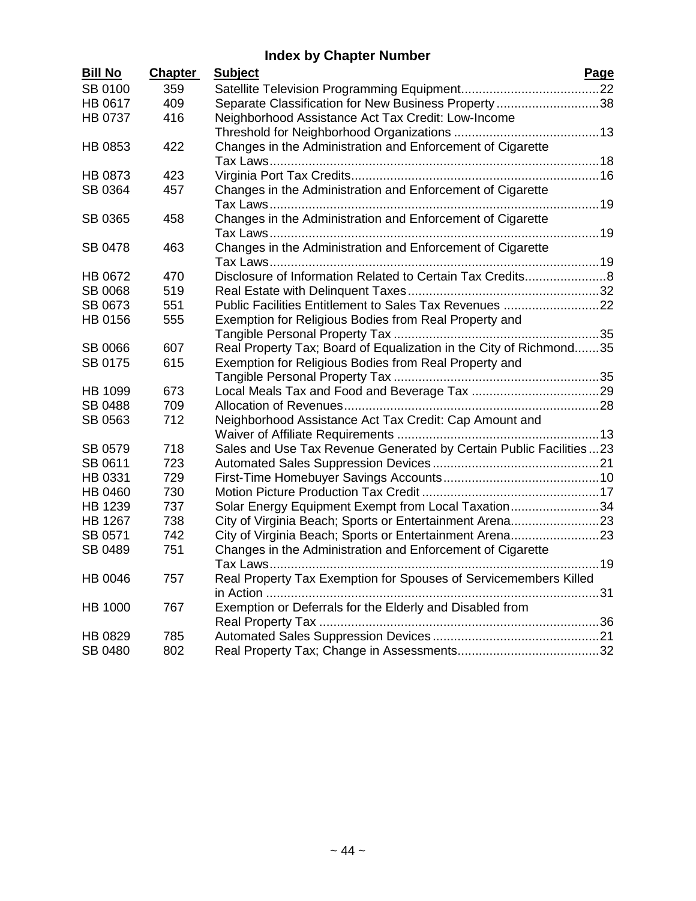## Index by Chapter Number

| Bill No | Chapter | Subject | Page |
|---|---|---|---|
| SB 0100 | 359 | Satellite Television Programming Equipment | 22 |
| HB 0617 | 409 | Separate Classification for New Business Property | 38 |
| HB 0737 | 416 | Neighborhood Assistance Act Tax Credit: Low-Income Threshold for Neighborhood Organizations | 13 |
| HB 0853 | 422 | Changes in the Administration and Enforcement of Cigarette Tax Laws | 18 |
| HB 0873 | 423 | Virginia Port Tax Credits | 16 |
| SB 0364 | 457 | Changes in the Administration and Enforcement of Cigarette Tax Laws | 19 |
| SB 0365 | 458 | Changes in the Administration and Enforcement of Cigarette Tax Laws | 19 |
| SB 0478 | 463 | Changes in the Administration and Enforcement of Cigarette Tax Laws | 19 |
| HB 0672 | 470 | Disclosure of Information Related to Certain Tax Credits | 8 |
| SB 0068 | 519 | Real Estate with Delinquent Taxes | 32 |
| SB 0673 | 551 | Public Facilities Entitlement to Sales Tax Revenues | 22 |
| HB 0156 | 555 | Exemption for Religious Bodies from Real Property and Tangible Personal Property Tax | 35 |
| SB 0066 | 607 | Real Property Tax; Board of Equalization in the City of Richmond | 35 |
| SB 0175 | 615 | Exemption for Religious Bodies from Real Property and Tangible Personal Property Tax | 35 |
| HB 1099 | 673 | Local Meals Tax and Food and Beverage Tax | 29 |
| SB 0488 | 709 | Allocation of Revenues | 28 |
| SB 0563 | 712 | Neighborhood Assistance Act Tax Credit: Cap Amount and Waiver of Affiliate Requirements | 13 |
| SB 0579 | 718 | Sales and Use Tax Revenue Generated by Certain Public Facilities | 23 |
| SB 0611 | 723 | Automated Sales Suppression Devices | 21 |
| HB 0331 | 729 | First-Time Homebuyer Savings Accounts | 10 |
| HB 0460 | 730 | Motion Picture Production Tax Credit | 17 |
| HB 1239 | 737 | Solar Energy Equipment Exempt from Local Taxation | 34 |
| HB 1267 | 738 | City of Virginia Beach; Sports or Entertainment Arena | 23 |
| SB 0571 | 742 | City of Virginia Beach; Sports or Entertainment Arena | 23 |
| SB 0489 | 751 | Changes in the Administration and Enforcement of Cigarette Tax Laws | 19 |
| HB 0046 | 757 | Real Property Tax Exemption for Spouses of Servicemembers Killed in Action | 31 |
| HB 1000 | 767 | Exemption or Deferrals for the Elderly and Disabled from Real Property Tax | 36 |
| HB 0829 | 785 | Automated Sales Suppression Devices | 21 |
| SB 0480 | 802 | Real Property Tax; Change in Assessments | 32 |